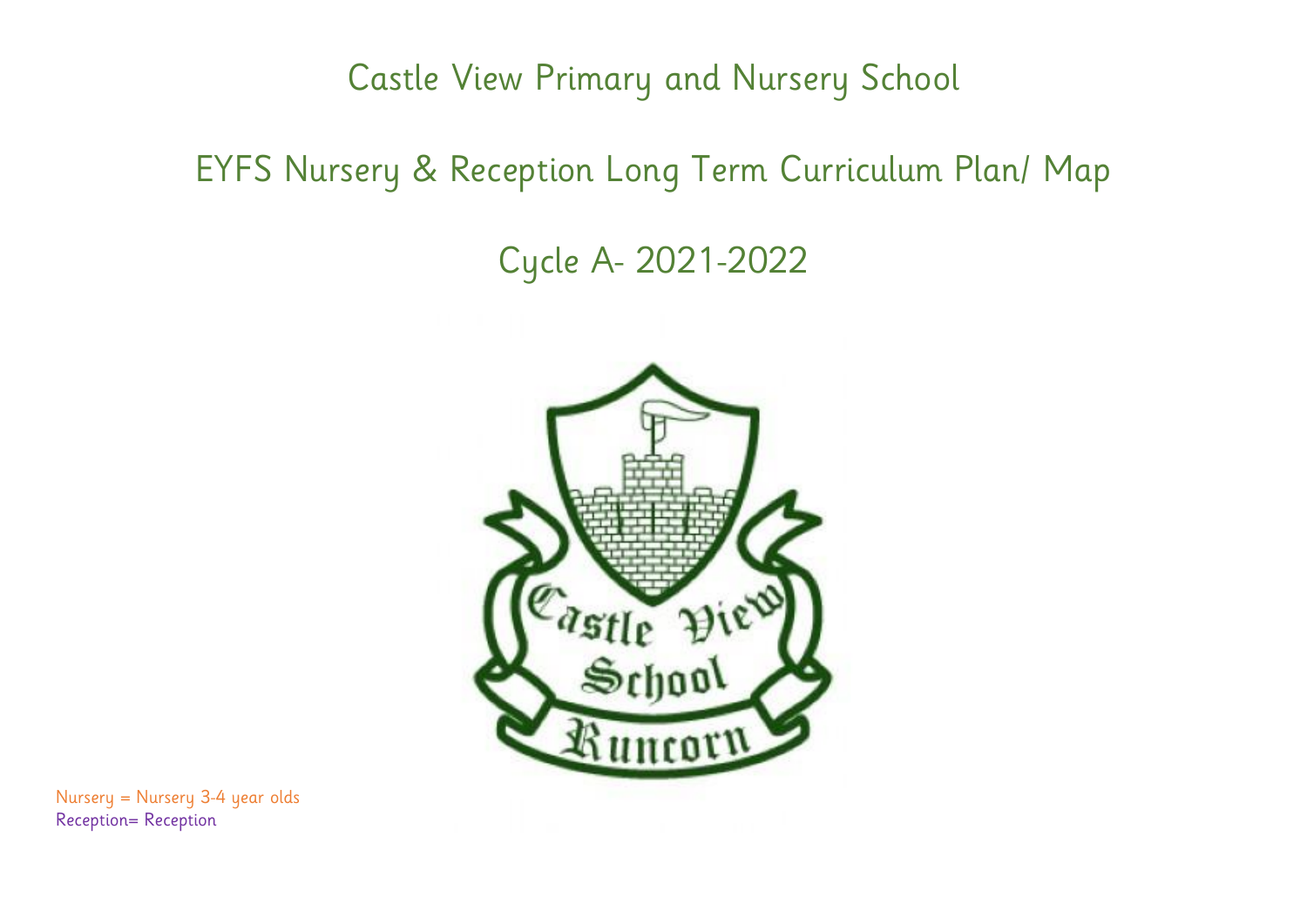# Castle View Primary and Nursery School

## EYFS Nursery & Reception Long Term Curriculum Plan/ Map

## Cycle A- 2021-2022

Nursery = Nursery 3-4 year olds
Reception= Reception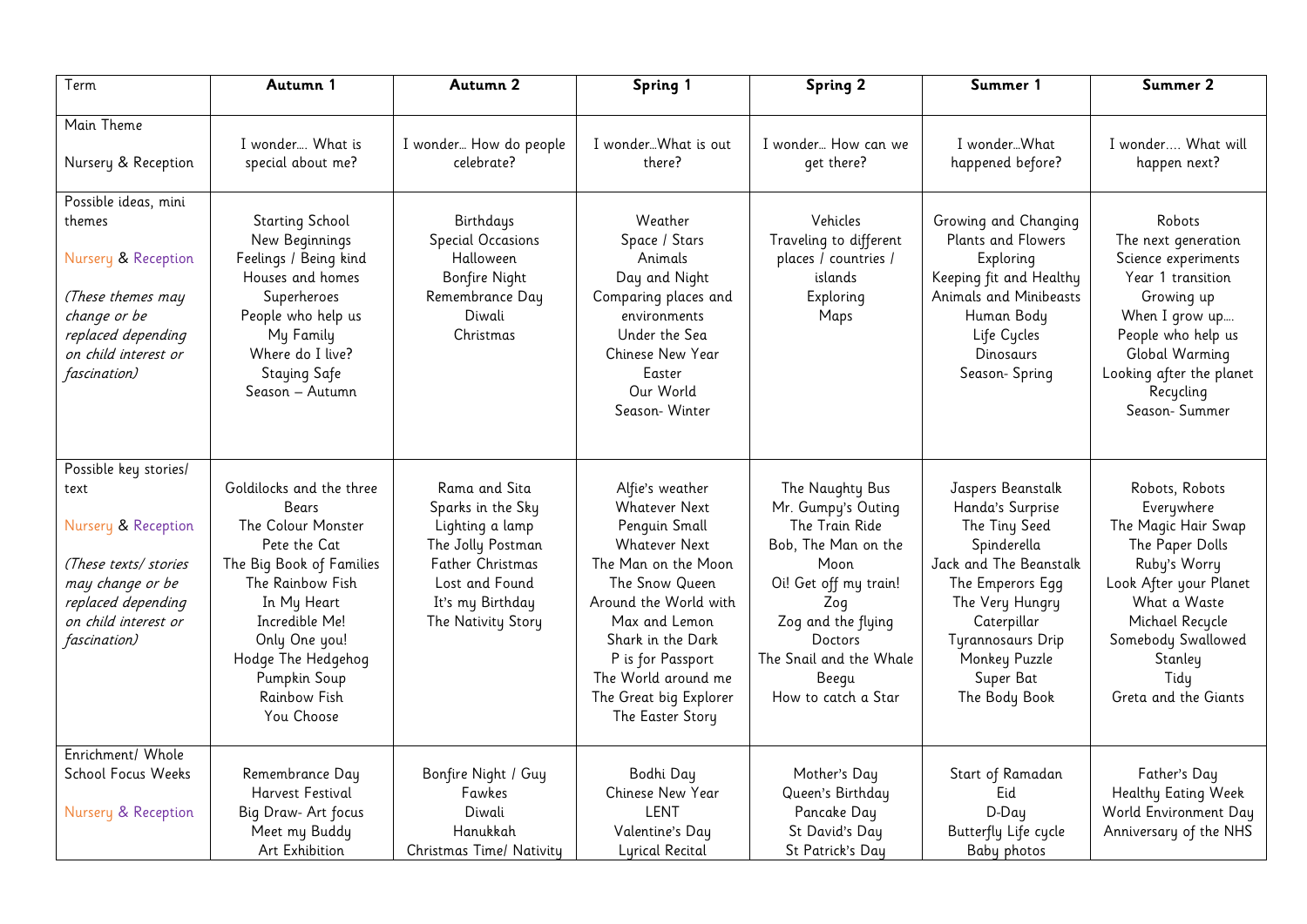| Term | **Autumn 1** | **Autumn 2** | **Spring 1** | **Spring 2** | **Summer 1** | **Summer 2** |
|---|---|---|---|---|---|---|
| Main Theme<br><br>Nursery & Reception | I wonder…. What is special about me? | I wonder… How do people celebrate? | I wonder…What is out there? | I wonder… How can we get there? | I wonder…What happened before? | I wonder…. What will happen next? |
| Possible ideas, mini themes<br><br>Nursery & Reception<br><br>*(These themes may change or be replaced depending on child interest or fascination)* | Starting School<br>New Beginnings<br>Feelings / Being kind<br>Houses and homes<br>Superheroes<br>People who help us<br>My Family<br>Where do I live?<br>Staying Safe<br>Season – Autumn | Birthdays<br>Special Occasions<br>Halloween<br>Bonfire Night<br>Remembrance Day<br>Diwali<br>Christmas | Weather<br>Space / Stars<br>Animals<br>Day and Night<br>Comparing places and environments<br>Under the Sea<br>Chinese New Year<br>Easter<br>Our World<br>Season- Winter | Vehicles<br>Traveling to different places / countries / islands<br>Exploring<br>Maps | Growing and Changing<br>Plants and Flowers<br>Exploring<br>Keeping fit and Healthy<br>Animals and Minibeasts<br>Human Body<br>Life Cycles<br>Dinosaurs<br>Season- Spring | Robots<br>The next generation<br>Science experiments<br>Year 1 transition<br>Growing up<br>When I grow up….<br>People who help us<br>Global Warming<br>Looking after the planet<br>Recycling<br>Season- Summer |
| Possible key stories/ text<br><br>Nursery & Reception<br><br>*(These texts/ stories may change or be replaced depending on child interest or fascination)* | Goldilocks and the three Bears<br>The Colour Monster<br>Pete the Cat<br>The Big Book of Families<br>The Rainbow Fish<br>In My Heart<br>Incredible Me!<br>Only One you!<br>Hodge The Hedgehog<br>Pumpkin Soup<br>Rainbow Fish<br>You Choose | Rama and Sita<br>Sparks in the Sky<br>Lighting a lamp<br>The Jolly Postman<br>Father Christmas<br>Lost and Found<br>It's my Birthday<br>The Nativity Story | Alfie's weather<br>Whatever Next<br>Penguin Small<br>Whatever Next<br>The Man on the Moon<br>The Snow Queen<br>Around the World with Max and Lemon<br>Shark in the Dark<br>P is for Passport<br>The World around me<br>The Great big Explorer<br>The Easter Story | The Naughty Bus<br>Mr. Gumpy's Outing<br>The Train Ride<br>Bob, The Man on the Moon<br>Oi! Get off my train!<br>Zog<br>Zog and the flying Doctors<br>The Snail and the Whale<br>Beegu<br>How to catch a Star | Jaspers Beanstalk<br>Handa's Surprise<br>The Tiny Seed<br>Spinderella<br>Jack and The Beanstalk<br>The Emperors Egg<br>The Very Hungry Caterpillar<br>Tyrannosaurs Drip<br>Monkey Puzzle<br>Super Bat<br>The Body Book | Robots, Robots Everywhere<br>The Magic Hair Swap<br>The Paper Dolls<br>Ruby's Worry<br>Look After your Planet<br>What a Waste<br>Michael Recycle<br>Somebody Swallowed Stanley<br>Tidy<br>Greta and the Giants |
| Enrichment/ Whole School Focus Weeks<br><br>Nursery & Reception | Remembrance Day<br>Harvest Festival<br>Big Draw- Art focus<br>Meet my Buddy<br>Art Exhibition | Bonfire Night / Guy Fawkes<br>Diwali<br>Hanukkah<br>Christmas Time/ Nativity | Bodhi Day<br>Chinese New Year<br>LENT<br>Valentine's Day<br>Lyrical Recital | Mother's Day<br>Queen's Birthday<br>Pancake Day<br>St David's Day<br>St Patrick's Day | Start of Ramadan<br>Eid<br>D-Day<br>Butterfly Life cycle<br>Baby photos | Father's Day<br>Healthy Eating Week<br>World Environment Day<br>Anniversary of the NHS |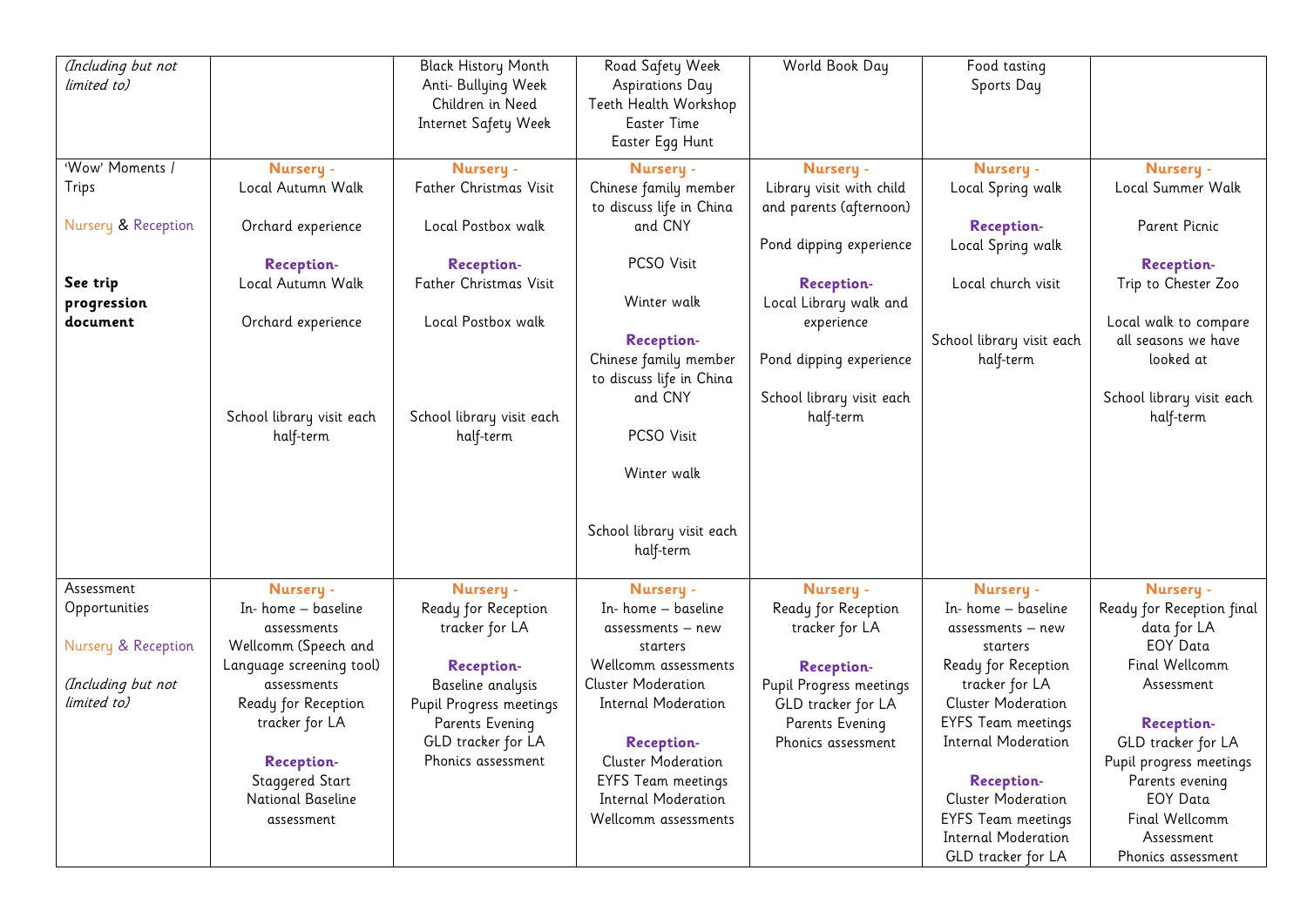| | | | | | | |
|---|---|---|---|---|---|---|
| *(Including but not limited to)* | | Black History Month<br>Anti- Bullying Week<br>Children in Need<br>Internet Safety Week | Road Safety Week<br>Aspirations Day<br>Teeth Health Workshop<br>Easter Time<br>Easter Egg Hunt | World Book Day | Food tasting<br>Sports Day | |
| 'Wow' Moments / Trips<br><br>Nursery & Reception<br><br>**See trip progression document** | **Nursery -**<br>Local Autumn Walk<br><br>Orchard experience<br><br>**Reception-**<br>Local Autumn Walk<br><br>Orchard experience<br><br>School library visit each half-term | **Nursery -**<br>Father Christmas Visit<br><br>Local Postbox walk<br><br>**Reception-**<br>Father Christmas Visit<br><br>Local Postbox walk<br><br>School library visit each half-term | **Nursery -**<br>Chinese family member to discuss life in China and CNY<br><br>PCSO Visit<br><br>Winter walk<br><br>**Reception-**<br>Chinese family member to discuss life in China and CNY<br><br>PCSO Visit<br><br>Winter walk<br><br>School library visit each half-term | **Nursery -**<br>Library visit with child and parents (afternoon)<br><br>Pond dipping experience<br><br>**Reception-**<br>Local Library walk and experience<br><br>Pond dipping experience<br><br>School library visit each half-term | **Nursery -**<br>Local Spring walk<br><br>**Reception-**<br>Local Spring walk<br><br>Local church visit<br><br>School library visit each half-term | **Nursery -**<br>Local Summer Walk<br><br>Parent Picnic<br><br>**Reception-**<br>Trip to Chester Zoo<br><br>Local walk to compare all seasons we have looked at<br><br>School library visit each half-term |
| Assessment Opportunities<br><br>Nursery & Reception<br><br>*(Including but not limited to)* | **Nursery -**<br>In- home – baseline assessments<br>Wellcomm (Speech and Language screening tool) assessments<br>Ready for Reception tracker for LA<br><br>**Reception-**<br>Staggered Start<br>National Baseline assessment | **Nursery -**<br>Ready for Reception tracker for LA<br><br>**Reception-**<br>Baseline analysis<br>Pupil Progress meetings<br>Parents Evening<br>GLD tracker for LA<br>Phonics assessment | **Nursery -**<br>In- home – baseline assessments – new starters<br>Wellcomm assessments<br>Cluster Moderation<br>Internal Moderation<br><br>**Reception-**<br>Cluster Moderation<br>EYFS Team meetings<br>Internal Moderation<br>Wellcomm assessments | **Nursery -**<br>Ready for Reception tracker for LA<br><br>**Reception-**<br>Pupil Progress meetings<br>GLD tracker for LA<br>Parents Evening<br>Phonics assessment | **Nursery -**<br>In- home – baseline assessments – new starters<br>Ready for Reception tracker for LA<br>Cluster Moderation<br>EYFS Team meetings<br>Internal Moderation<br><br>**Reception-**<br>Cluster Moderation<br>EYFS Team meetings<br>Internal Moderation<br>GLD tracker for LA | **Nursery -**<br>Ready for Reception final data for LA<br>EOY Data<br>Final Wellcomm Assessment<br><br>**Reception-**<br>GLD tracker for LA<br>Pupil progress meetings<br>Parents evening<br>EOY Data<br>Final Wellcomm Assessment<br>Phonics assessment |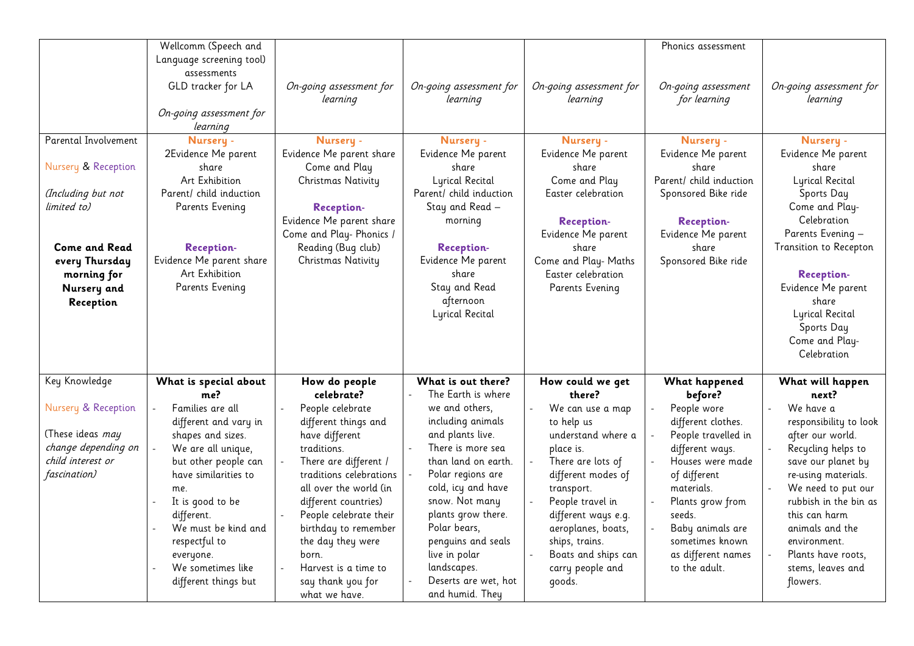| | | | | | | |
|---|---|---|---|---|---|---|
| | Wellcomm (Speech and Language screening tool) assessments<br>GLD tracker for LA<br><br>*On-going assessment for learning* | *On-going assessment for learning* | *On-going assessment for learning* | *On-going assessment for learning* | Phonics assessment<br><br>*On-going assessment for learning* | *On-going assessment for learning* |
| Parental Involvement<br><br>Nursery & Reception<br><br>*(Including but not limited to)*<br><br>**Come and Read every Thursday morning for Nursery and Reception** | **Nursery -**<br>2Evidence Me parent share<br>Art Exhibition<br>Parent/ child induction<br>Parents Evening<br><br>**Reception-**<br>Evidence Me parent share<br>Art Exhibition<br>Parents Evening | **Nursery -**<br>Evidence Me parent share<br>Come and Play<br>Christmas Nativity<br><br>**Reception-**<br>Evidence Me parent share<br>Come and Play- Phonics / Reading (Bug club)<br>Christmas Nativity | **Nursery -**<br>Evidence Me parent share<br>Lyrical Recital<br>Parent/ child induction<br>Stay and Read – morning<br><br>**Reception-**<br>Evidence Me parent share<br>Stay and Read afternoon<br>Lyrical Recital | **Nursery -**<br>Evidence Me parent share<br>Come and Play<br>Easter celebration<br><br>**Reception-**<br>Evidence Me parent share<br>Come and Play- Maths<br>Easter celebration<br>Parents Evening | **Nursery -**<br>Evidence Me parent share<br>Parent/ child induction<br>Sponsored Bike ride<br><br>**Reception-**<br>Evidence Me parent share<br>Sponsored Bike ride | **Nursery -**<br>Evidence Me parent share<br>Lyrical Recital<br>Sports Day<br>Come and Play- Celebration<br>Parents Evening – Transition to Recepton<br><br>**Reception-**<br>Evidence Me parent share<br>Lyrical Recital<br>Sports Day<br>Come and Play- Celebration |
| Key Knowledge<br><br>Nursery & Reception<br><br>(These ideas *may change depending on child interest or fascination)* | **What is special about me?**<br>- Families are all different and vary in shapes and sizes.<br>- We are all unique, but other people can have similarities to me.<br>- It is good to be different.<br>- We must be kind and respectful to everyone.<br>- We sometimes like different things but | **How do people celebrate?**<br>- People celebrate different things and have different traditions.<br>- There are different / traditions celebrations all over the world (in different countries)<br>- People celebrate their birthday to remember the day they were born.<br>- Harvest is a time to say thank you for what we have. | **What is out there?**<br>- The Earth is where we and others, including animals and plants live.<br>- There is more sea than land on earth.<br>- Polar regions are cold, icy and have snow. Not many plants grow there. Polar bears, penguins and seals live in polar landscapes.<br>- Deserts are wet, hot and humid. They | **How could we get there?**<br>- We can use a map to help us understand where a place is.<br>- There are lots of different modes of transport.<br>- People travel in different ways e.g. aeroplanes, boats, ships, trains.<br>- Boats and ships can carry people and goods. | **What happened before?**<br>- People wore different clothes.<br>- People travelled in different ways.<br>- Houses were made of different materials.<br>- Plants grow from seeds.<br>- Baby animals are sometimes known as different names to the adult. | **What will happen next?**<br>- We have a responsibility to look after our world.<br>- Recycling helps to save our planet by re-using materials.<br>- We need to put our rubbish in the bin as this can harm animals and the environment.<br>- Plants have roots, stems, leaves and flowers. |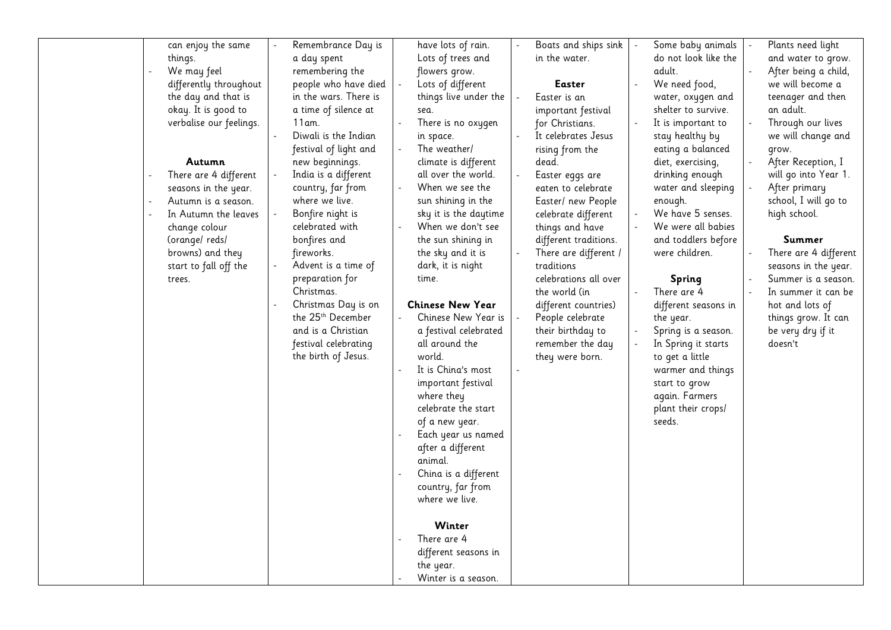|  | can enjoy the same things.<br>- We may feel differently throughout the day and that is okay. It is good to verbalise our feelings.<br><br>**Autumn**<br>- There are 4 different seasons in the year.<br>- Autumn is a season.<br>- In Autumn the leaves change colour (orange/ reds/ browns) and they start to fall off the trees. | - Remembrance Day is a day spent remembering the people who have died in the wars. There is a time of silence at 11am.<br>- Diwali is the Indian festival of light and new beginnings.<br>- India is a different country, far from where we live.<br>- Bonfire night is celebrated with bonfires and fireworks.<br>- Advent is a time of preparation for Christmas.<br>- Christmas Day is on the 25th December and is a Christian festival celebrating the birth of Jesus. | have lots of rain. Lots of trees and flowers grow.<br>- Lots of different things live under the sea.<br>- There is no oxygen in space.<br>- The weather/ climate is different all over the world.<br>- When we see the sun shining in the sky it is the daytime<br>- When we don't see the sun shining in the sky and it is dark, it is night time.<br><br>**Chinese New Year**<br>- Chinese New Year is a festival celebrated all around the world.<br>- It is China's most important festival where they celebrate the start of a new year.<br>- Each year us named after a different animal.<br>- China is a different country, far from where we live.<br><br>**Winter**<br>- There are 4 different seasons in the year.<br>- Winter is a season. | - Boats and ships sink in the water.<br><br>**Easter**<br>- Easter is an important festival for Christians.<br>- It celebrates Jesus rising from the dead.<br>- Easter eggs are eaten to celebrate Easter/ new People celebrate different things and have different traditions.<br>- There are different / traditions celebrations all over the world (in different countries)<br>- People celebrate their birthday to remember the day they were born.<br>- | - Some baby animals do not look like the adult.<br>- We need food, water, oxygen and shelter to survive.<br>- It is important to stay healthy by eating a balanced diet, exercising, drinking enough water and sleeping enough.<br>- We have 5 senses.<br>- We were all babies and toddlers before were children.<br><br>**Spring**<br>- There are 4 different seasons in the year.<br>- Spring is a season.<br>- In Spring it starts to get a little warmer and things start to grow again. Farmers plant their crops/ seeds. | - Plants need light and water to grow.<br>- After being a child, we will become a teenager and then an adult.<br>- Through our lives we will change and grow.<br>- After Reception, I will go into Year 1.<br>- After primary school, I will go to high school.<br><br>**Summer**<br>- There are 4 different seasons in the year.<br>- Summer is a season.<br>- In summer it can be hot and lots of things grow. It can be very dry if it doesn't |
|---|---|---|---|---|---|---|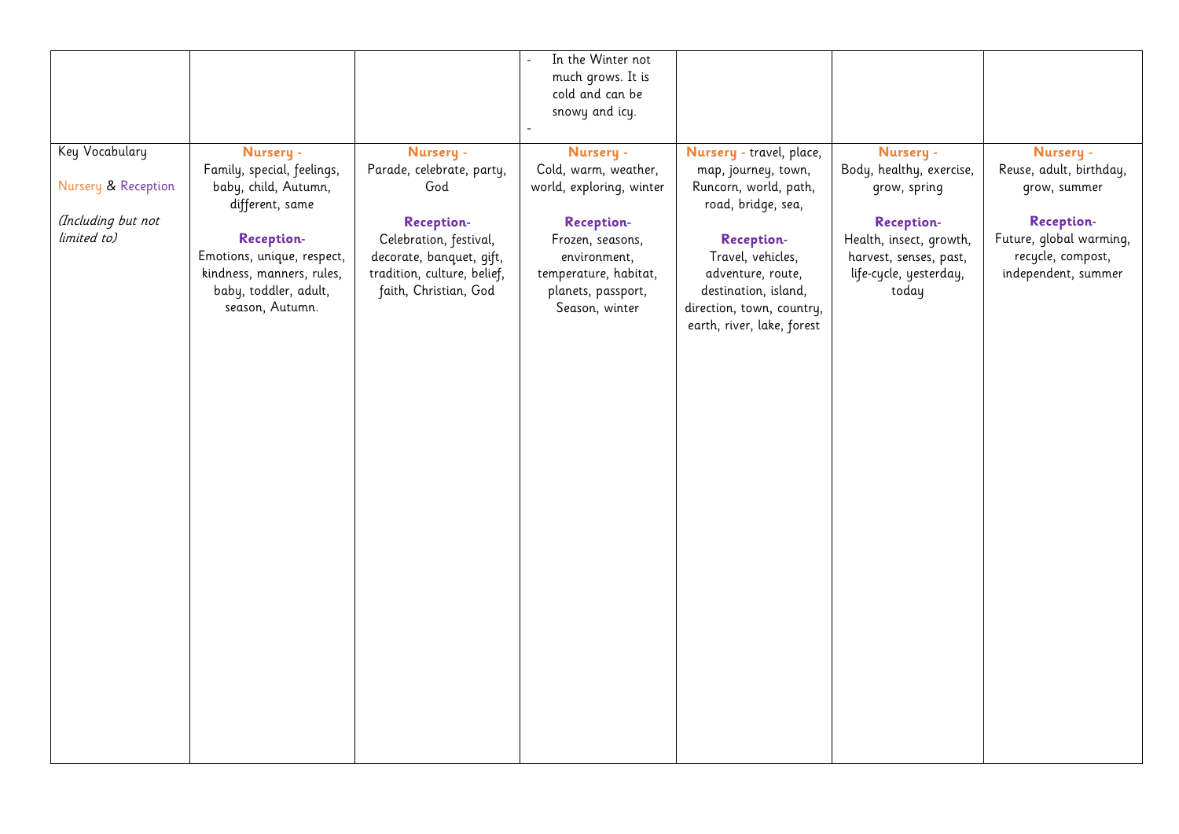|  |  |  | - In the Winter not much grows. It is cold and can be snowy and icy.<br>- |  |  |  |
|---|---|---|---|---|---|---|
| Key Vocabulary<br><br>Nursery & Reception<br><br>*(Including but not limited to)* | **Nursery -**<br>Family, special, feelings, baby, child, Autumn, different, same<br><br>**Reception-**<br>Emotions, unique, respect, kindness, manners, rules, baby, toddler, adult, season, Autumn. | **Nursery -**<br>Parade, celebrate, party, God<br><br>**Reception-**<br>Celebration, festival, decorate, banquet, gift, tradition, culture, belief, faith, Christian, God | **Nursery -**<br>Cold, warm, weather, world, exploring, winter<br><br>**Reception-**<br>Frozen, seasons, environment, temperature, habitat, planets, passport, Season, winter | **Nursery -** travel, place, map, journey, town, Runcorn, world, path, road, bridge, sea,<br><br>**Reception-**<br>Travel, vehicles, adventure, route, destination, island, direction, town, country, earth, river, lake, forest | **Nursery -**<br>Body, healthy, exercise, grow, spring<br><br>**Reception-**<br>Health, insect, growth, harvest, senses, past, life-cycle, yesterday, today | **Nursery -**<br>Reuse, adult, birthday, grow, summer<br><br>**Reception-**<br>Future, global warming, recycle, compost, independent, summer |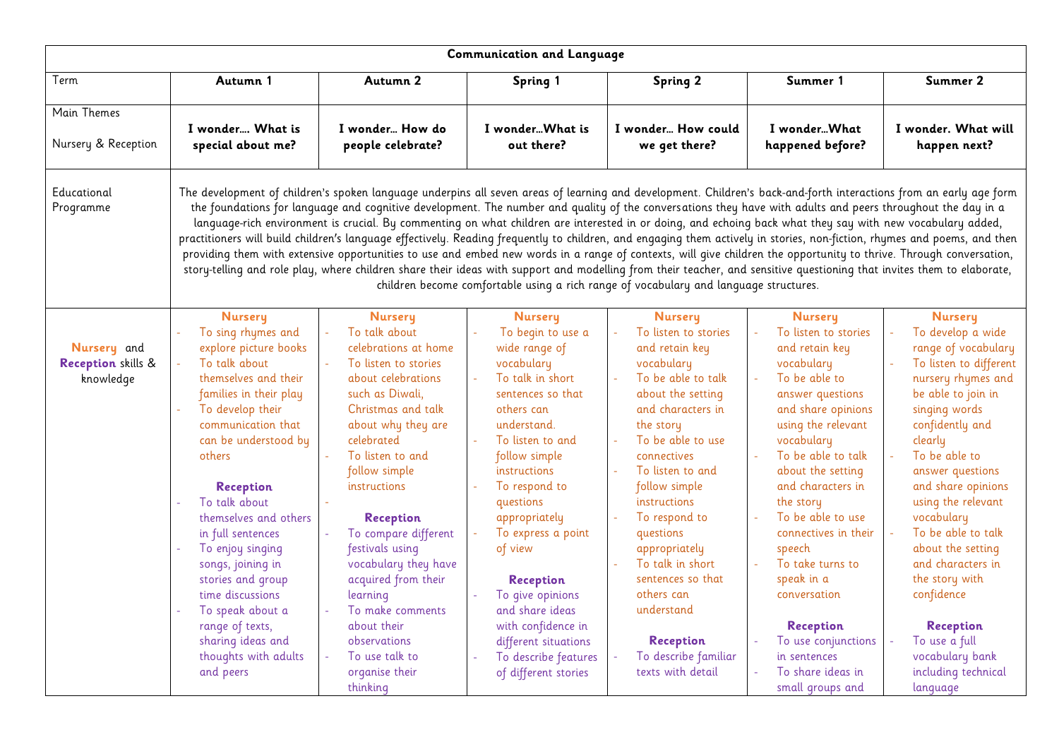| Communication and Language | | | | | | |
|---|---|---|---|---|---|---|
| Term | **Autumn 1** | **Autumn 2** | **Spring 1** | **Spring 2** | **Summer 1** | **Summer 2** |
| Main Themes<br><br>Nursery & Reception | **I wonder…. What is special about me?** | **I wonder… How do people celebrate?** | **I wonder…What is out there?** | **I wonder… How could we get there?** | **I wonder…What happened before?** | **I wonder. What will happen next?** |
| Educational Programme | The development of children's spoken language underpins all seven areas of learning and development. Children's back-and-forth interactions from an early age form the foundations for language and cognitive development. The number and quality of the conversations they have with adults and peers throughout the day in a language-rich environment is crucial. By commenting on what children are interested in or doing, and echoing back what they say with new vocabulary added, practitioners will build children's language effectively. Reading frequently to children, and engaging them actively in stories, non-fiction, rhymes and poems, and then providing them with extensive opportunities to use and embed new words in a range of contexts, will give children the opportunity to thrive. Through conversation, story-telling and role play, where children share their ideas with support and modelling from their teacher, and sensitive questioning that invites them to elaborate, children become comfortable using a rich range of vocabulary and language structures. | | | | | |
| **Nursery** and **Reception** skills & knowledge | **Nursery**<br>- To sing rhymes and explore picture books<br>- To talk about themselves and their families in their play<br>- To develop their communication that can be understood by others<br><br>**Reception**<br>- To talk about themselves and others in full sentences<br>- To enjoy singing songs, joining in stories and group time discussions<br>- To speak about a range of texts, sharing ideas and thoughts with adults and peers | **Nursery**<br>- To talk about celebrations at home<br>- To listen to stories about celebrations such as Diwali, Christmas and talk about why they are celebrated<br>- To listen to and follow simple instructions<br>-<br><br>**Reception**<br>- To compare different festivals using vocabulary they have acquired from their learning<br>- To make comments about their observations<br>- To use talk to organise their thinking | **Nursery**<br>- To begin to use a wide range of vocabulary<br>- To talk in short sentences so that others can understand.<br>- To listen to and follow simple instructions<br>- To respond to questions appropriately<br>- To express a point of view<br><br>**Reception**<br>- To give opinions and share ideas with confidence in different situations<br>- To describe features of different stories | **Nursery**<br>- To listen to stories and retain key vocabulary<br>- To be able to talk about the setting and characters in the story<br>- To be able to use connectives<br>- To listen to and follow simple instructions<br>- To respond to questions appropriately<br>- To talk in short sentences so that others can understand<br><br>**Reception**<br>- To describe familiar texts with detail | **Nursery**<br>- To listen to stories and retain key vocabulary<br>- To be able to answer questions and share opinions using the relevant vocabulary<br>- To be able to talk about the setting and characters in the story<br>- To be able to use connectives in their speech<br>- To take turns to speak in a conversation<br><br>**Reception**<br>- To use conjunctions in sentences<br>- To share ideas in small groups and | **Nursery**<br>- To develop a wide range of vocabulary<br>- To listen to different nursery rhymes and be able to join in singing words confidently and clearly<br>- To be able to answer questions and share opinions using the relevant vocabulary<br>- To be able to talk about the setting and characters in the story with confidence<br><br>**Reception**<br>- To use a full vocabulary bank including technical language |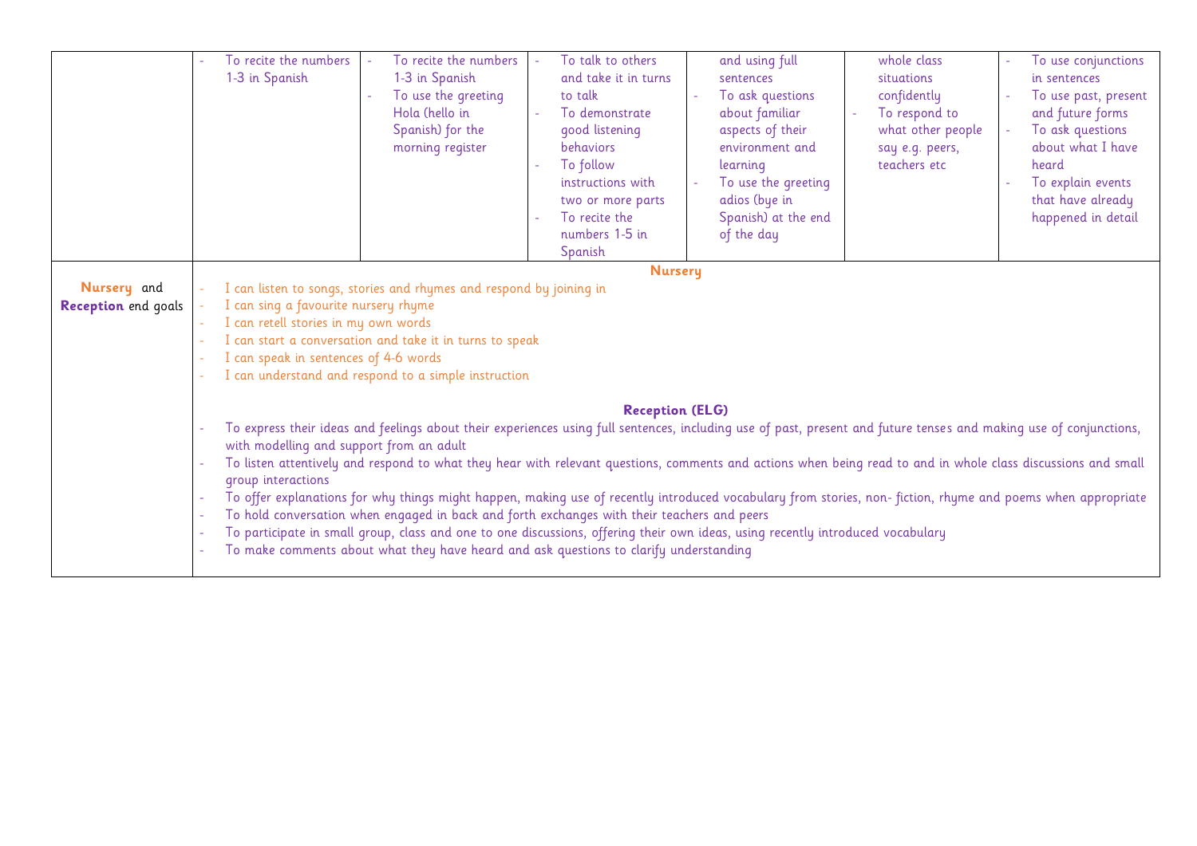| | | | | | | |
|---|---|---|---|---|---|---|
| | - To recite the numbers 1-3 in Spanish | - To recite the numbers 1-3 in Spanish<br>- To use the greeting Hola (hello in Spanish) for the morning register | - To talk to others and take it in turns to talk<br>- To demonstrate good listening behaviors<br>- To follow instructions with two or more parts<br>- To recite the numbers 1-5 in Spanish | and using full sentences<br>- To ask questions about familiar aspects of their environment and learning<br>- To use the greeting adios (bye in Spanish) at the end of the day | whole class situations confidently<br>- To respond to what other people say e.g. peers, teachers etc | - To use conjunctions in sentences<br>- To use past, present and future forms<br>- To ask questions about what I have heard<br>- To explain events that have already happened in detail |
| **Nursery** and **Reception** end goals | **Nursery**<br>- I can listen to songs, stories and rhymes and respond by joining in<br>- I can sing a favourite nursery rhyme<br>- I can retell stories in my own words<br>- I can start a conversation and take it in turns to speak<br>- I can speak in sentences of 4-6 words<br>- I can understand and respond to a simple instruction<br><br>**Reception (ELG)**<br>- To express their ideas and feelings about their experiences using full sentences, including use of past, present and future tenses and making use of conjunctions, with modelling and support from an adult<br>- To listen attentively and respond to what they hear with relevant questions, comments and actions when being read to and in whole class discussions and small group interactions<br>- To offer explanations for why things might happen, making use of recently introduced vocabulary from stories, non- fiction, rhyme and poems when appropriate<br>- To hold conversation when engaged in back and forth exchanges with their teachers and peers<br>- To participate in small group, class and one to one discussions, offering their own ideas, using recently introduced vocabulary<br>- To make comments about what they have heard and ask questions to clarify understanding | | | | | |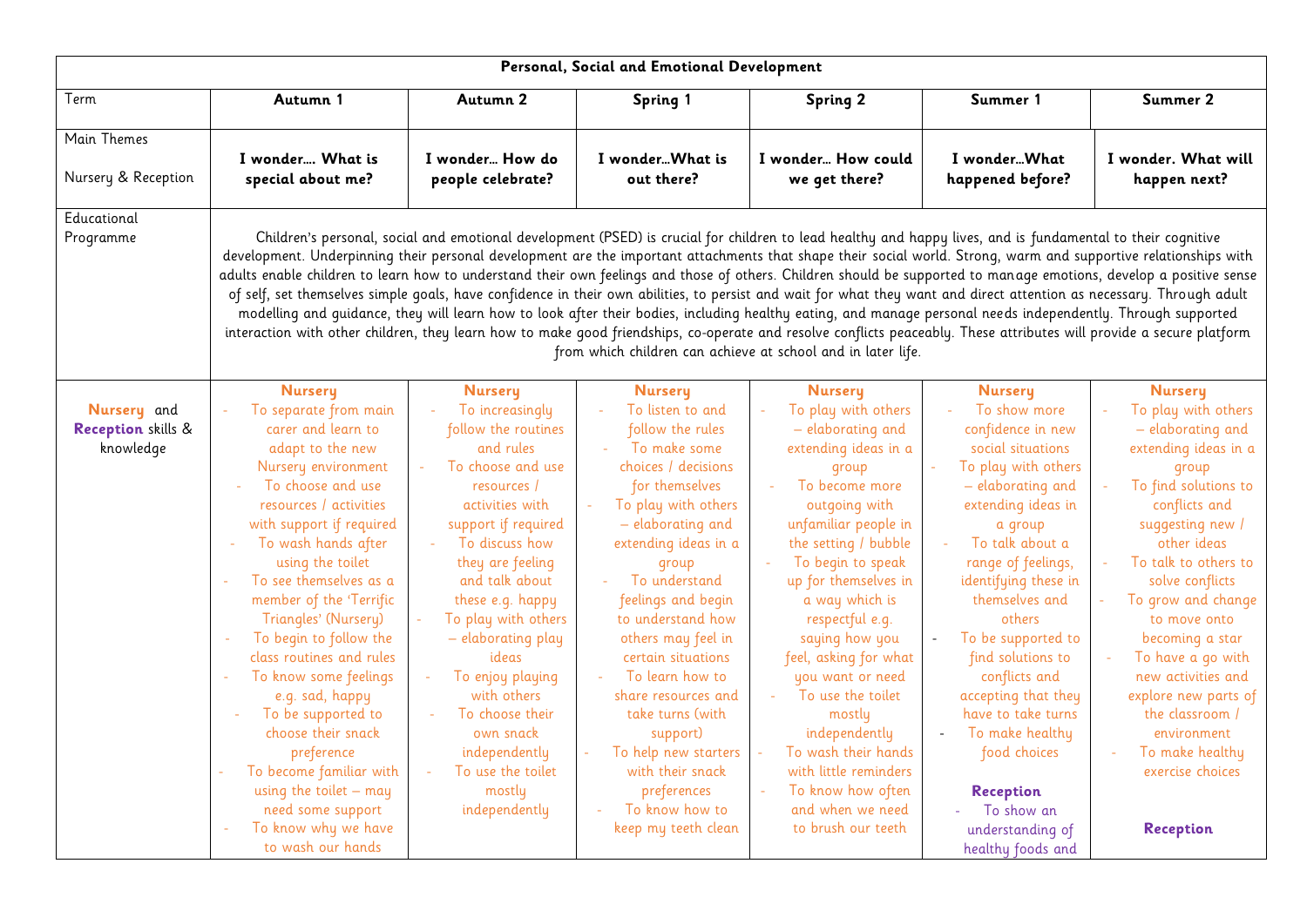| Personal, Social and Emotional Development | | | | | | |
|---|---|---|---|---|---|---|
| Term | **Autumn 1** | **Autumn 2** | **Spring 1** | **Spring 2** | **Summer 1** | **Summer 2** |
| Main Themes<br><br>Nursery & Reception | **I wonder…. What is special about me?** | **I wonder… How do people celebrate?** | **I wonder…What is out there?** | **I wonder… How could we get there?** | **I wonder…What happened before?** | **I wonder. What will happen next?** |
| Educational Programme | Children's personal, social and emotional development (PSED) is crucial for children to lead healthy and happy lives, and is fundamental to their cognitive development. Underpinning their personal development are the important attachments that shape their social world. Strong, warm and supportive relationships with adults enable children to learn how to understand their own feelings and those of others. Children should be supported to manage emotions, develop a positive sense of self, set themselves simple goals, have confidence in their own abilities, to persist and wait for what they want and direct attention as necessary. Through adult modelling and guidance, they will learn how to look after their bodies, including healthy eating, and manage personal needs independently. Through supported interaction with other children, they learn how to make good friendships, co-operate and resolve conflicts peaceably. These attributes will provide a secure platform from which children can achieve at school and in later life. | | | | | |
| **Nursery** and **Reception** skills & knowledge | **Nursery**<br>- To separate from main carer and learn to adapt to the new Nursery environment<br>- To choose and use resources / activities with support if required<br>- To wash hands after using the toilet<br>- To see themselves as a member of the 'Terrific Triangles' (Nursery)<br>- To begin to follow the class routines and rules<br>- To know some feelings e.g. sad, happy<br>- To be supported to choose their snack preference<br>- To become familiar with using the toilet – may need some support<br>- To know why we have to wash our hands | **Nursery**<br>- To increasingly follow the routines and rules<br>- To choose and use resources / activities with support if required<br>- To discuss how they are feeling and talk about these e.g. happy<br>- To play with others – elaborating play ideas<br>- To enjoy playing with others<br>- To choose their own snack independently<br>- To use the toilet mostly independently | **Nursery**<br>- To listen to and follow the rules<br>- To make some choices / decisions for themselves<br>- To play with others – elaborating and extending ideas in a group<br>- To understand feelings and begin to understand how others may feel in certain situations<br>- To learn how to share resources and take turns (with support)<br>- To help new starters with their snack preferences<br>- To know how to keep my teeth clean | **Nursery**<br>- To play with others – elaborating and extending ideas in a group<br>- To become more outgoing with unfamiliar people in the setting / bubble<br>- To begin to speak up for themselves in a way which is respectful e.g. saying how you feel, asking for what you want or need<br>- To use the toilet mostly independently<br>- To wash their hands with little reminders<br>- To know how often and when we need to brush our teeth | **Nursery**<br>- To show more confidence in new social situations<br>- To play with others – elaborating and extending ideas in a group<br>- To talk about a range of feelings, identifying these in themselves and others<br>- To be supported to find solutions to conflicts and accepting that they have to take turns<br>- To make healthy food choices<br><br>**Reception**<br>- To show an understanding of healthy foods and | **Nursery**<br>- To play with others – elaborating and extending ideas in a group<br>- To find solutions to conflicts and suggesting new / other ideas<br>- To talk to others to solve conflicts<br>- To grow and change to move onto becoming a star<br>- To have a go with new activities and explore new parts of the classroom / environment<br>- To make healthy exercise choices<br><br>**Reception** |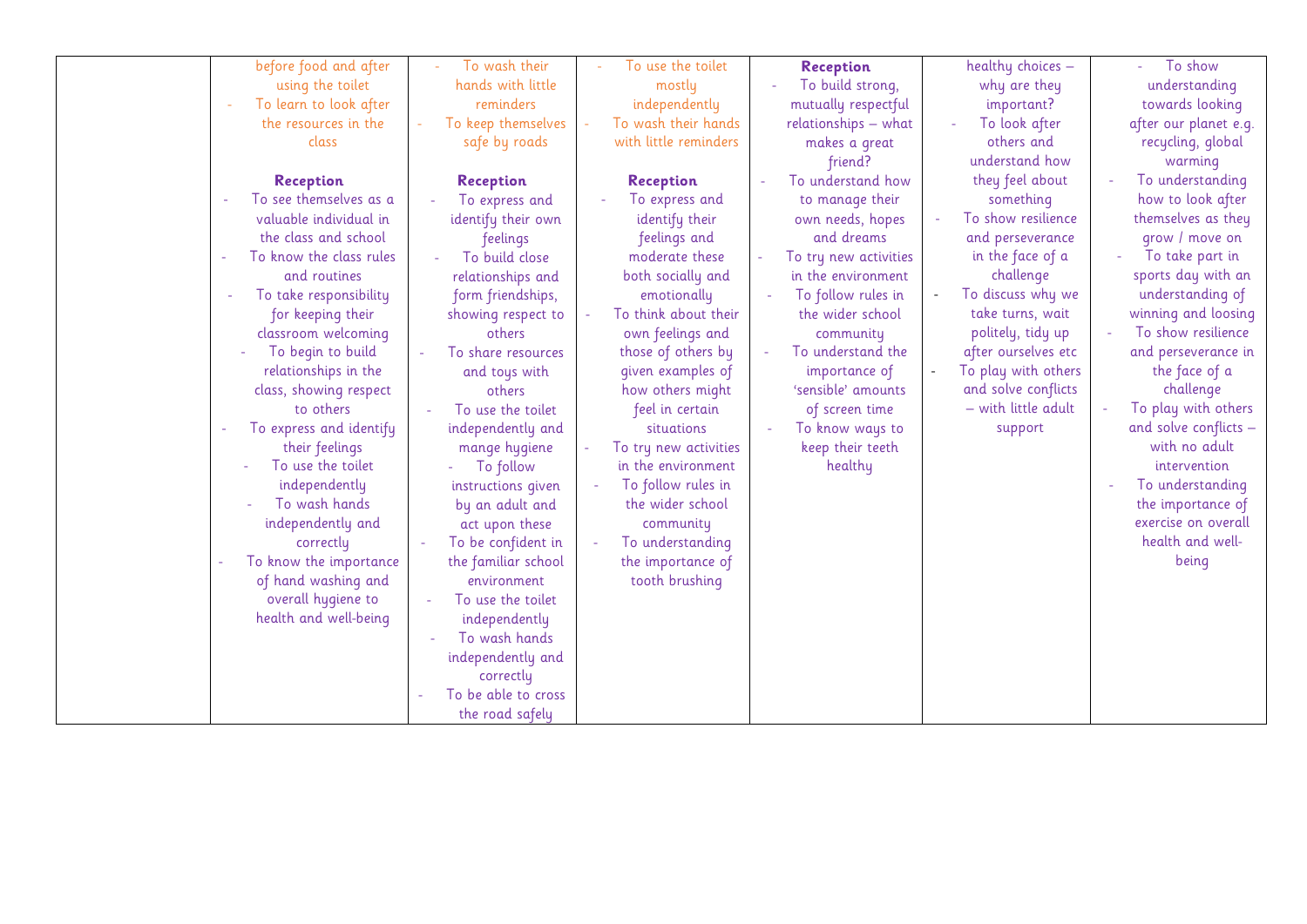| | | | | | | |
|---|---|---|---|---|---|---|
| | before food and after using the toilet<br>- To learn to look after the resources in the class<br><br>**Reception**<br>- To see themselves as a valuable individual in the class and school<br>- To know the class rules and routines<br>- To take responsibility for keeping their classroom welcoming<br>- To begin to build relationships in the class, showing respect to others<br>- To express and identify their feelings<br>- To use the toilet independently<br>- To wash hands independently and correctly<br>- To know the importance of hand washing and overall hygiene to health and well-being | - To wash their hands with little reminders<br>- To keep themselves safe by roads<br><br>**Reception**<br>- To express and identify their own feelings<br>- To build close relationships and form friendships, showing respect to others<br>- To share resources and toys with others<br>- To use the toilet independently and mange hygiene<br>- To follow instructions given by an adult and act upon these<br>- To be confident in the familiar school environment<br>- To use the toilet independently<br>- To wash hands independently and correctly<br>- To be able to cross the road safely | - To use the toilet mostly independently<br>- To wash their hands with little reminders<br><br>**Reception**<br>- To express and identify their feelings and moderate these both socially and emotionally<br>- To think about their own feelings and those of others by given examples of how others might feel in certain situations<br>- To try new activities in the environment<br>- To follow rules in the wider school community<br>- To understanding the importance of tooth brushing | **Reception**<br>- To build strong, mutually respectful relationships – what makes a great friend?<br>- To understand how to manage their own needs, hopes and dreams<br>- To try new activities in the environment<br>- To follow rules in the wider school community<br>- To understand the importance of 'sensible' amounts of screen time<br>- To know ways to keep their teeth healthy | healthy choices – why are they important?<br>- To look after others and understand how they feel about something<br>- To show resilience and perseverance in the face of a challenge<br>- To discuss why we take turns, wait politely, tidy up after ourselves etc<br>- To play with others and solve conflicts – with little adult support | - To show understanding towards looking after our planet e.g. recycling, global warming<br>- To understanding how to look after themselves as they grow / move on<br>- To take part in sports day with an understanding of winning and loosing<br>- To show resilience and perseverance in the face of a challenge<br>- To play with others and solve conflicts – with no adult intervention<br>- To understanding the importance of exercise on overall health and well-being |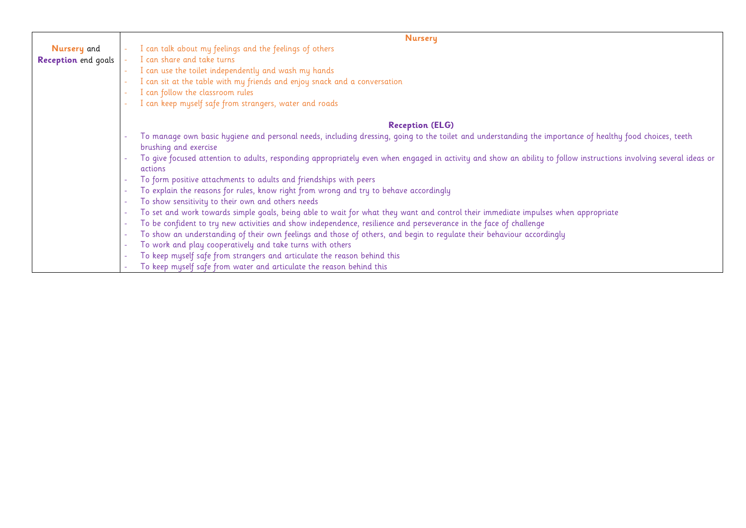| Nursery and Reception end goals | **Nursery**<br>- I can talk about my feelings and the feelings of others<br>- I can share and take turns<br>- I can use the toilet independently and wash my hands<br>- I can sit at the table with my friends and enjoy snack and a conversation<br>- I can follow the classroom rules<br>- I can keep myself safe from strangers, water and roads<br><br>**Reception (ELG)**<br>- To manage own basic hygiene and personal needs, including dressing, going to the toilet and understanding the importance of healthy food choices, teeth brushing and exercise<br>- To give focused attention to adults, responding appropriately even when engaged in activity and show an ability to follow instructions involving several ideas or actions<br>- To form positive attachments to adults and friendships with peers<br>- To explain the reasons for rules, know right from wrong and try to behave accordingly<br>- To show sensitivity to their own and others needs<br>- To set and work towards simple goals, being able to wait for what they want and control their immediate impulses when appropriate<br>- To be confident to try new activities and show independence, resilience and perseverance in the face of challenge<br>- To show an understanding of their own feelings and those of others, and begin to regulate their behaviour accordingly<br>- To work and play cooperatively and take turns with others<br>- To keep myself safe from strangers and articulate the reason behind this<br>- To keep myself safe from water and articulate the reason behind this |
|---|---|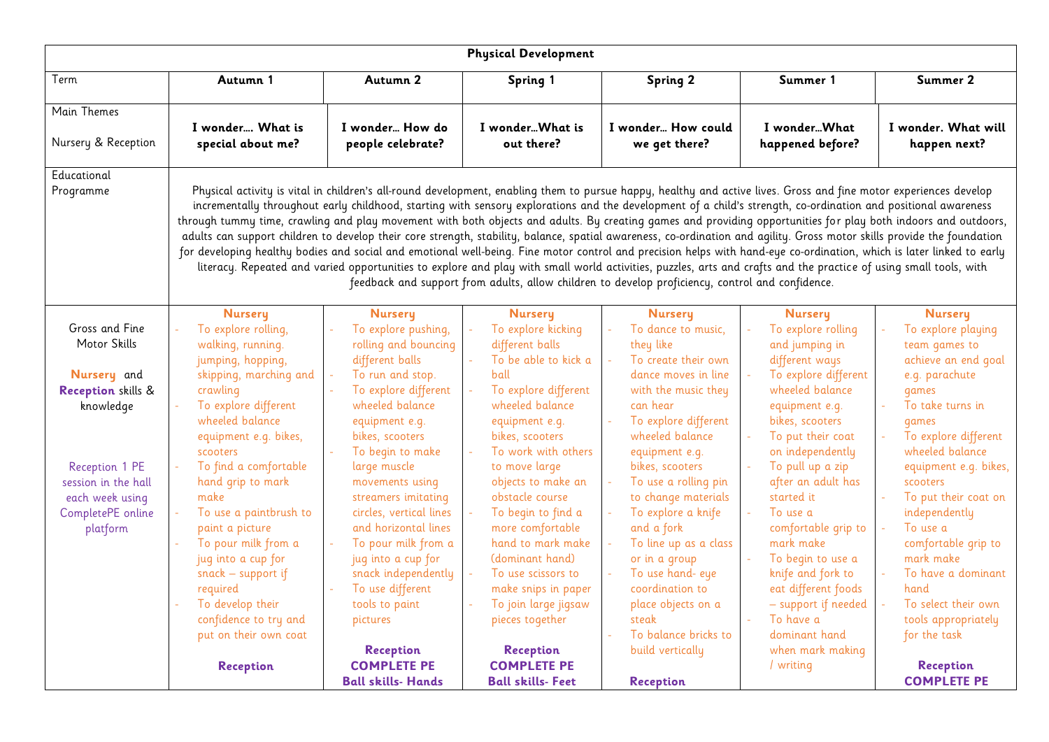| Physical Development | | | | | | |
|---|---|---|---|---|---|---|
| Term | **Autumn 1** | **Autumn 2** | **Spring 1** | **Spring 2** | **Summer 1** | **Summer 2** |
| Main Themes<br><br>Nursery & Reception | **I wonder…. What is special about me?** | **I wonder… How do people celebrate?** | **I wonder…What is out there?** | **I wonder… How could we get there?** | **I wonder…What happened before?** | **I wonder. What will happen next?** |
| Educational Programme | Physical activity is vital in children's all-round development, enabling them to pursue happy, healthy and active lives. Gross and fine motor experiences develop incrementally throughout early childhood, starting with sensory explorations and the development of a child's strength, co-ordination and positional awareness through tummy time, crawling and play movement with both objects and adults. By creating games and providing opportunities for play both indoors and outdoors, adults can support children to develop their core strength, stability, balance, spatial awareness, co-ordination and agility. Gross motor skills provide the foundation for developing healthy bodies and social and emotional well-being. Fine motor control and precision helps with hand-eye co-ordination, which is later linked to early literacy. Repeated and varied opportunities to explore and play with small world activities, puzzles, arts and crafts and the practice of using small tools, with feedback and support from adults, allow children to develop proficiency, control and confidence. | | | | | |
| Gross and Fine Motor Skills<br><br>**Nursery** and **Reception** skills & knowledge<br><br>Reception 1 PE session in the hall each week using CompletePE online platform | **Nursery**<br>- To explore rolling, walking, running. jumping, hopping, skipping, marching and crawling<br>- To explore different wheeled balance equipment e.g. bikes, scooters<br>- To find a comfortable hand grip to mark make<br>- To use a paintbrush to paint a picture<br>- To pour milk from a jug into a cup for snack – support if required<br>- To develop their confidence to try and put on their own coat<br><br>**Reception** | **Nursery**<br>- To explore pushing, rolling and bouncing different balls<br>- To run and stop.<br>- To explore different wheeled balance equipment e.g. bikes, scooters<br>- To begin to make large muscle movements using streamers imitating circles, vertical lines and horizontal lines<br>- To pour milk from a jug into a cup for snack independently<br>- To use different tools to paint pictures<br><br>**Reception**<br>**COMPLETE PE**<br>**Ball skills- Hands** | **Nursery**<br>- To explore kicking different balls<br>- To be able to kick a ball<br>- To explore different wheeled balance equipment e.g. bikes, scooters<br>- To work with others to move large objects to make an obstacle course<br>- To begin to find a more comfortable hand to mark make (dominant hand)<br>- To use scissors to make snips in paper<br>- To join large jigsaw pieces together<br><br>**Reception**<br>**COMPLETE PE**<br>**Ball skills- Feet** | **Nursery**<br>- To dance to music, they like<br>- To create their own dance moves in line with the music they can hear<br>- To explore different wheeled balance equipment e.g. bikes, scooters<br>- To use a rolling pin to change materials<br>- To explore a knife and a fork<br>- To line up as a class or in a group<br>- To use hand- eye coordination to place objects on a steak<br>- To balance bricks to build vertically<br><br>**Reception** | **Nursery**<br>- To explore rolling and jumping in different ways<br>- To explore different wheeled balance equipment e.g. bikes, scooters<br>- To put their coat on independently<br>- To pull up a zip after an adult has started it<br>- To use a comfortable grip to mark make<br>- To begin to use a knife and fork to eat different foods – support if needed<br>- To have a dominant hand when mark making / writing | **Nursery**<br>- To explore playing team games to achieve an end goal e.g. parachute games<br>- To take turns in games<br>- To explore different wheeled balance equipment e.g. bikes, scooters<br>- To put their coat on independently<br>- To use a comfortable grip to mark make<br>- To have a dominant hand<br>- To select their own tools appropriately for the task<br><br>**Reception**<br>**COMPLETE PE** |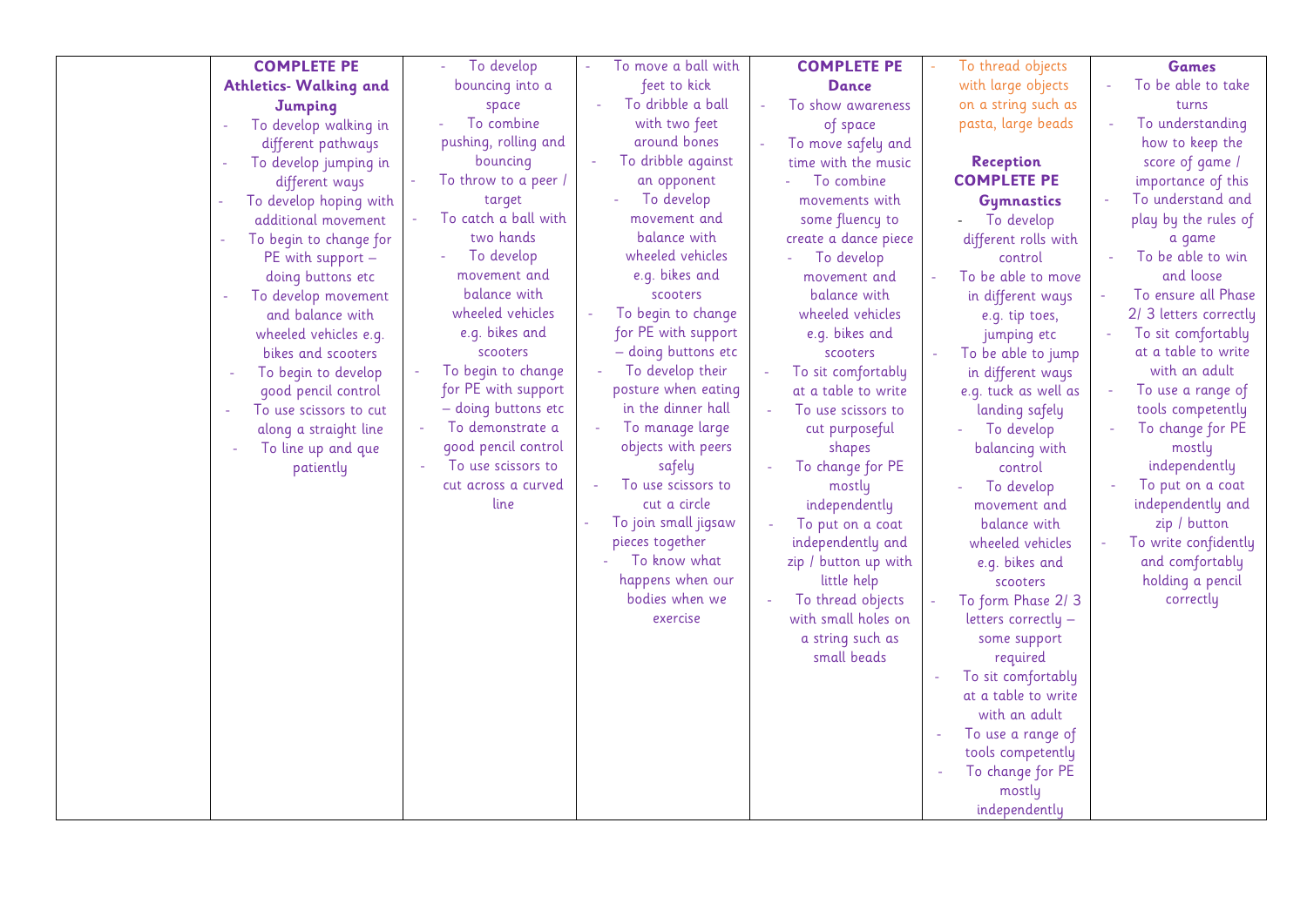| | **COMPLETE PE Athletics- Walking and Jumping**<br>- To develop walking in different pathways<br>- To develop jumping in different ways<br>- To develop hoping with additional movement<br>- To begin to change for PE with support – doing buttons etc<br>- To develop movement and balance with wheeled vehicles e.g. bikes and scooters<br>- To begin to develop good pencil control<br>- To use scissors to cut along a straight line<br>- To line up and que patiently | - To develop bouncing into a space<br>- To combine pushing, rolling and bouncing<br>- To throw to a peer / target<br>- To catch a ball with two hands<br>- To develop movement and balance with wheeled vehicles e.g. bikes and scooters<br>- To begin to change for PE with support – doing buttons etc<br>- To demonstrate a good pencil control<br>- To use scissors to cut across a curved line | - To move a ball with feet to kick<br>- To dribble a ball with two feet around bones<br>- To dribble against an opponent<br>- To develop movement and balance with wheeled vehicles e.g. bikes and scooters<br>- To begin to change for PE with support – doing buttons etc<br>- To develop their posture when eating in the dinner hall<br>- To manage large objects with peers safely<br>- To use scissors to cut a circle<br>- To join small jigsaw pieces together<br>- To know what happens when our bodies when we exercise | **COMPLETE PE Dance**<br>- To show awareness of space<br>- To move safely and time with the music<br>- To combine movements with some fluency to create a dance piece<br>- To develop movement and balance with wheeled vehicles e.g. bikes and scooters<br>- To sit comfortably at a table to write<br>- To use scissors to cut purposeful shapes<br>- To change for PE mostly independently<br>- To put on a coat independently and zip / button up with little help<br>- To thread objects with small holes on a string such as small beads | - To thread objects with large objects on a string such as pasta, large beads<br><br>**Reception COMPLETE PE Gymnastics**<br>- To develop different rolls with control<br>- To be able to move in different ways e.g. tip toes, jumping etc<br>- To be able to jump in different ways e.g. tuck as well as landing safely<br>- To develop balancing with control<br>- To develop movement and balance with wheeled vehicles e.g. bikes and scooters<br>- To form Phase 2/ 3 letters correctly – some support required<br>- To sit comfortably at a table to write with an adult<br>- To use a range of tools competently<br>- To change for PE mostly independently | **Games**<br>- To be able to take turns<br>- To understanding how to keep the score of game / importance of this<br>- To understand and play by the rules of a game<br>- To be able to win and loose<br>- To ensure all Phase 2/ 3 letters correctly<br>- To sit comfortably at a table to write with an adult<br>- To use a range of tools competently<br>- To change for PE mostly independently<br>- To put on a coat independently and zip / button<br>- To write confidently and comfortably holding a pencil correctly |
|---|---|---|---|---|---|---|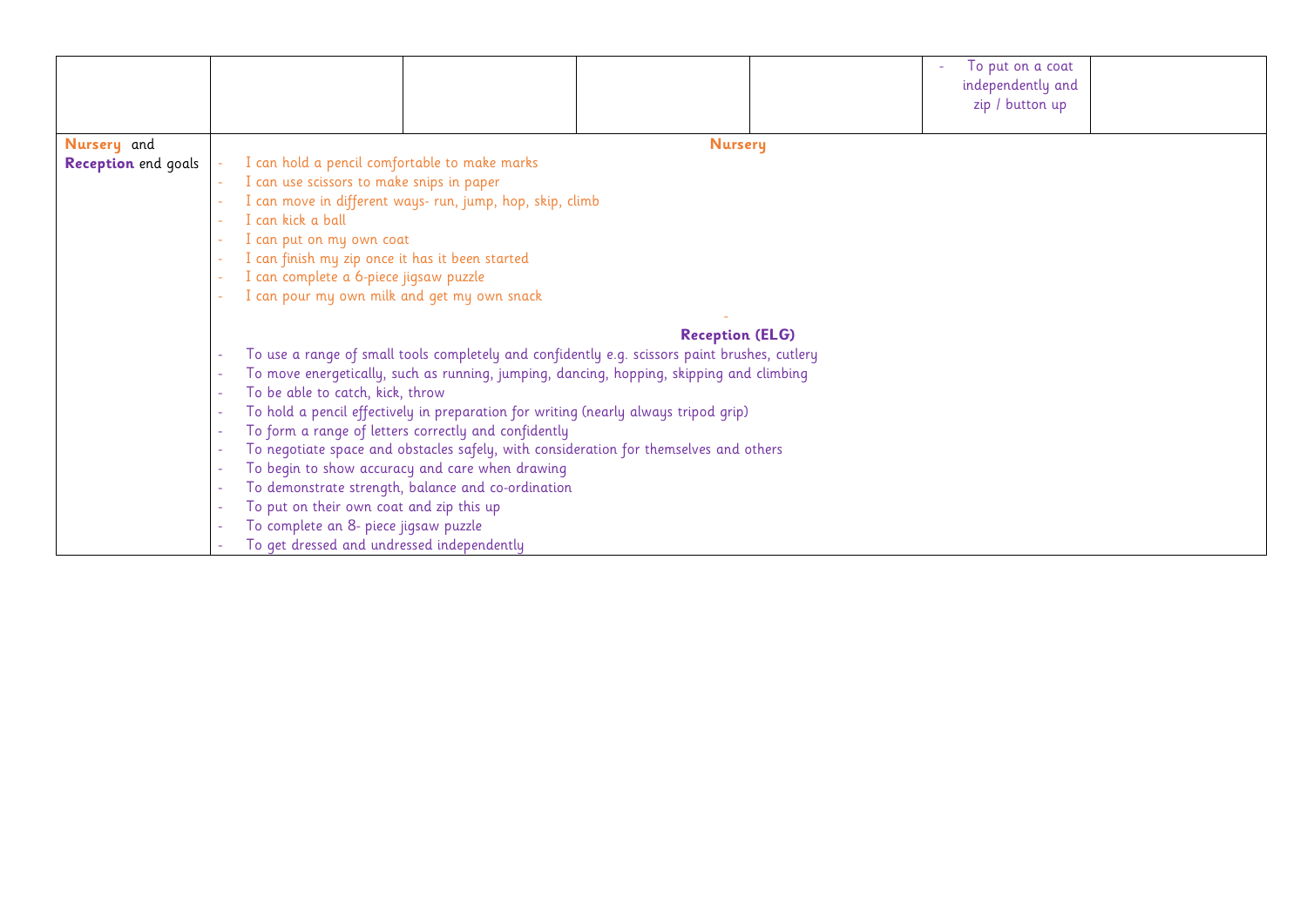| | | | | | | |
|---|---|---|---|---|---|---|
| | | | | | - To put on a coat independently and zip / button up | |
| **Nursery** and **Reception** end goals | **Nursery**<br>- I can hold a pencil comfortable to make marks<br>- I can use scissors to make snips in paper<br>- I can move in different ways- run, jump, hop, skip, climb<br>- I can kick a ball<br>- I can put on my own coat<br>- I can finish my zip once it has it been started<br>- I can complete a 6-piece jigsaw puzzle<br>- I can pour my own milk and get my own snack<br>-<br>**Reception (ELG)**<br>- To use a range of small tools completely and confidently e.g. scissors paint brushes, cutlery<br>- To move energetically, such as running, jumping, dancing, hopping, skipping and climbing<br>- To be able to catch, kick, throw<br>- To hold a pencil effectively in preparation for writing (nearly always tripod grip)<br>- To form a range of letters correctly and confidently<br>- To negotiate space and obstacles safely, with consideration for themselves and others<br>- To begin to show accuracy and care when drawing<br>- To demonstrate strength, balance and co-ordination<br>- To put on their own coat and zip this up<br>- To complete an 8- piece jigsaw puzzle<br>- To get dressed and undressed independently | | | | | |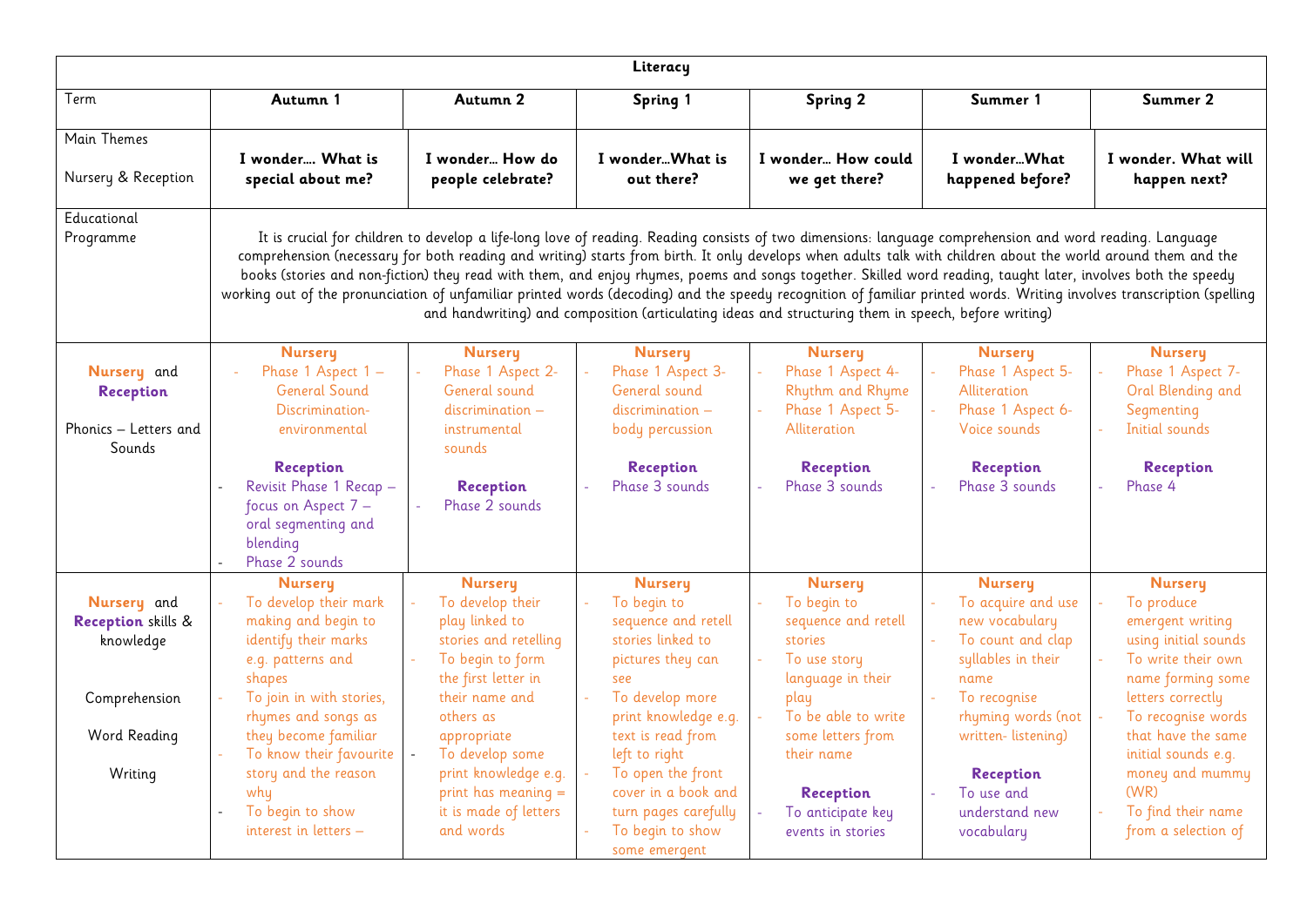| Literacy | | | | | | |
|---|---|---|---|---|---|---|
| Term | **Autumn 1** | **Autumn 2** | **Spring 1** | **Spring 2** | **Summer 1** | **Summer 2** |
| Main Themes<br><br>Nursery & Reception | **I wonder…. What is special about me?** | **I wonder… How do people celebrate?** | **I wonder…What is out there?** | **I wonder… How could we get there?** | **I wonder…What happened before?** | **I wonder. What will happen next?** |
| Educational Programme | It is crucial for children to develop a life-long love of reading. Reading consists of two dimensions: language comprehension and word reading. Language comprehension (necessary for both reading and writing) starts from birth. It only develops when adults talk with children about the world around them and the books (stories and non-fiction) they read with them, and enjoy rhymes, poems and songs together. Skilled word reading, taught later, involves both the speedy working out of the pronunciation of unfamiliar printed words (decoding) and the speedy recognition of familiar printed words. Writing involves transcription (spelling and handwriting) and composition (articulating ideas and structuring them in speech, before writing) | | | | | |
| **Nursery** and **Reception**<br><br>Phonics – Letters and Sounds | **Nursery**<br>- Phase 1 Aspect 1 – General Sound Discrimination-environmental<br><br>**Reception**<br>- Revisit Phase 1 Recap – focus on Aspect 7 – oral segmenting and blending<br>- Phase 2 sounds | **Nursery**<br>- Phase 1 Aspect 2- General sound discrimination – instrumental sounds<br><br>**Reception**<br>- Phase 2 sounds | **Nursery**<br>- Phase 1 Aspect 3- General sound discrimination – body percussion<br><br>**Reception**<br>- Phase 3 sounds | **Nursery**<br>- Phase 1 Aspect 4- Rhythm and Rhyme<br>- Phase 1 Aspect 5- Alliteration<br><br>**Reception**<br>- Phase 3 sounds | **Nursery**<br>- Phase 1 Aspect 5- Alliteration<br>- Phase 1 Aspect 6- Voice sounds<br><br>**Reception**<br>- Phase 3 sounds | **Nursery**<br>- Phase 1 Aspect 7- Oral Blending and Segmenting<br>- Initial sounds<br><br>**Reception**<br>- Phase 4 |
| **Nursery** and **Reception** skills & knowledge<br><br>Comprehension<br><br>Word Reading<br><br>Writing | **Nursery**<br>- To develop their mark making and begin to identify their marks e.g. patterns and shapes<br>- To join in with stories, rhymes and songs as they become familiar<br>- To know their favourite story and the reason why<br>- To begin to show interest in letters – | **Nursery**<br>- To develop their play linked to stories and retelling<br>- To begin to form the first letter in their name and others as appropriate<br>- To develop some print knowledge e.g. print has meaning = it is made of letters and words | **Nursery**<br>- To begin to sequence and retell stories linked to pictures they can see<br>- To develop more print knowledge e.g. text is read from left to right<br>- To open the front cover in a book and turn pages carefully<br>- To begin to show some emergent | **Nursery**<br>- To begin to sequence and retell stories<br>- To use story language in their play<br>- To be able to write some letters from their name<br><br>**Reception**<br>- To anticipate key events in stories | **Nursery**<br>- To acquire and use new vocabulary<br>- To count and clap syllables in their name<br>- To recognise rhyming words (not written- listening)<br><br>**Reception**<br>- To use and understand new vocabulary | **Nursery**<br>- To produce emergent writing using initial sounds<br>- To write their own name forming some letters correctly<br>- To recognise words that have the same initial sounds e.g. money and mummy (WR)<br>- To find their name from a selection of |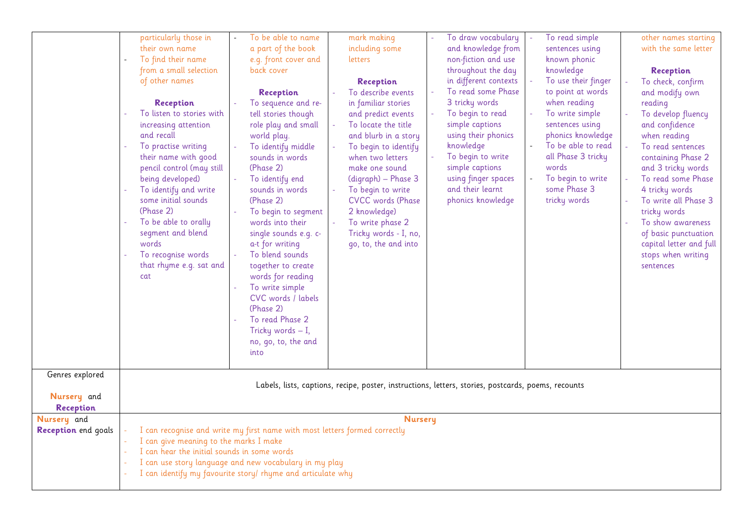| | | | | | | |
|---|---|---|---|---|---|---|
| | particularly those in their own name<br>- To find their name from a small selection of other names<br><br>**Reception**<br>- To listen to stories with increasing attention and recall<br>- To practise writing their name with good pencil control (may still being developed)<br>- To identify and write some initial sounds (Phase 2)<br>- To be able to orally segment and blend words<br>- To recognise words that rhyme e.g. sat and cat | - To be able to name a part of the book e.g. front cover and back cover<br><br>**Reception**<br>- To sequence and re-tell stories though role play and small world play.<br>- To identify middle sounds in words (Phase 2)<br>- To identify end sounds in words (Phase 2)<br>- To begin to segment words into their single sounds e.g. c-a-t for writing<br>- To blend sounds together to create words for reading<br>- To write simple CVC words / labels (Phase 2)<br>- To read Phase 2 Tricky words – I, no, go, to, the and into | mark making including some letters<br><br>**Reception**<br>- To describe events in familiar stories and predict events<br>- To locate the title and blurb in a story<br>- To begin to identify when two letters make one sound (digraph) – Phase 3<br>- To begin to write CVCC words (Phase 2 knowledge)<br>- To write phase 2 Tricky words - I, no, go, to, the and into | - To draw vocabulary and knowledge from non-fiction and use throughout the day in different contexts<br>- To read some Phase 3 tricky words<br>- To begin to read simple captions using their phonics knowledge<br>- To begin to write simple captions using finger spaces and their learnt phonics knowledge | - To read simple sentences using known phonic knowledge<br>- To use their finger to point at words when reading<br>- To write simple sentences using phonics knowledge<br>- To be able to read all Phase 3 tricky words<br>- To begin to write some Phase 3 tricky words | other names starting with the same letter<br><br>**Reception**<br>- To check, confirm and modify own reading<br>- To develop fluency and confidence when reading<br>- To read sentences containing Phase 2 and 3 tricky words<br>- To read some Phase 4 tricky words<br>- To write all Phase 3 tricky words<br>- To show awareness of basic punctuation capital letter and full stops when writing sentences |
| Genres explored<br><br>**Nursery** and **Reception** | Labels, lists, captions, recipe, poster, instructions, letters, stories, postcards, poems, recounts | | | | | |
| **Nursery** and **Reception** end goals | **Nursery**<br>- I can recognise and write my first name with most letters formed correctly<br>- I can give meaning to the marks I make<br>- I can hear the initial sounds in some words<br>- I can use story language and new vocabulary in my play<br>- I can identify my favourite story/ rhyme and articulate why | | | | | |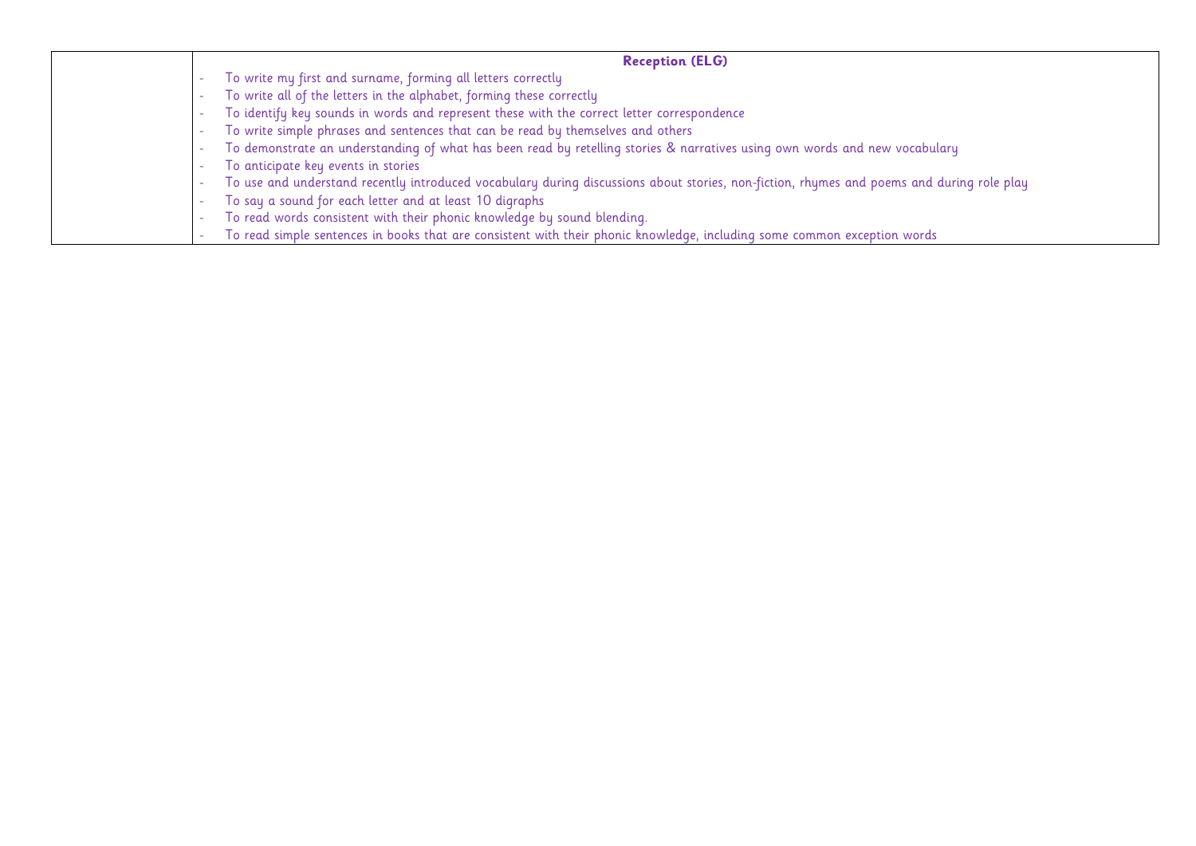| | Reception (ELG) |
|---|---|
| | - To write my first and surname, forming all letters correctly<br>- To write all of the letters in the alphabet, forming these correctly<br>- To identify key sounds in words and represent these with the correct letter correspondence<br>- To write simple phrases and sentences that can be read by themselves and others<br>- To demonstrate an understanding of what has been read by retelling stories & narratives using own words and new vocabulary<br>- To anticipate key events in stories<br>- To use and understand recently introduced vocabulary during discussions about stories, non-fiction, rhymes and poems and during role play<br>- To say a sound for each letter and at least 10 digraphs<br>- To read words consistent with their phonic knowledge by sound blending.<br>- To read simple sentences in books that are consistent with their phonic knowledge, including some common exception words |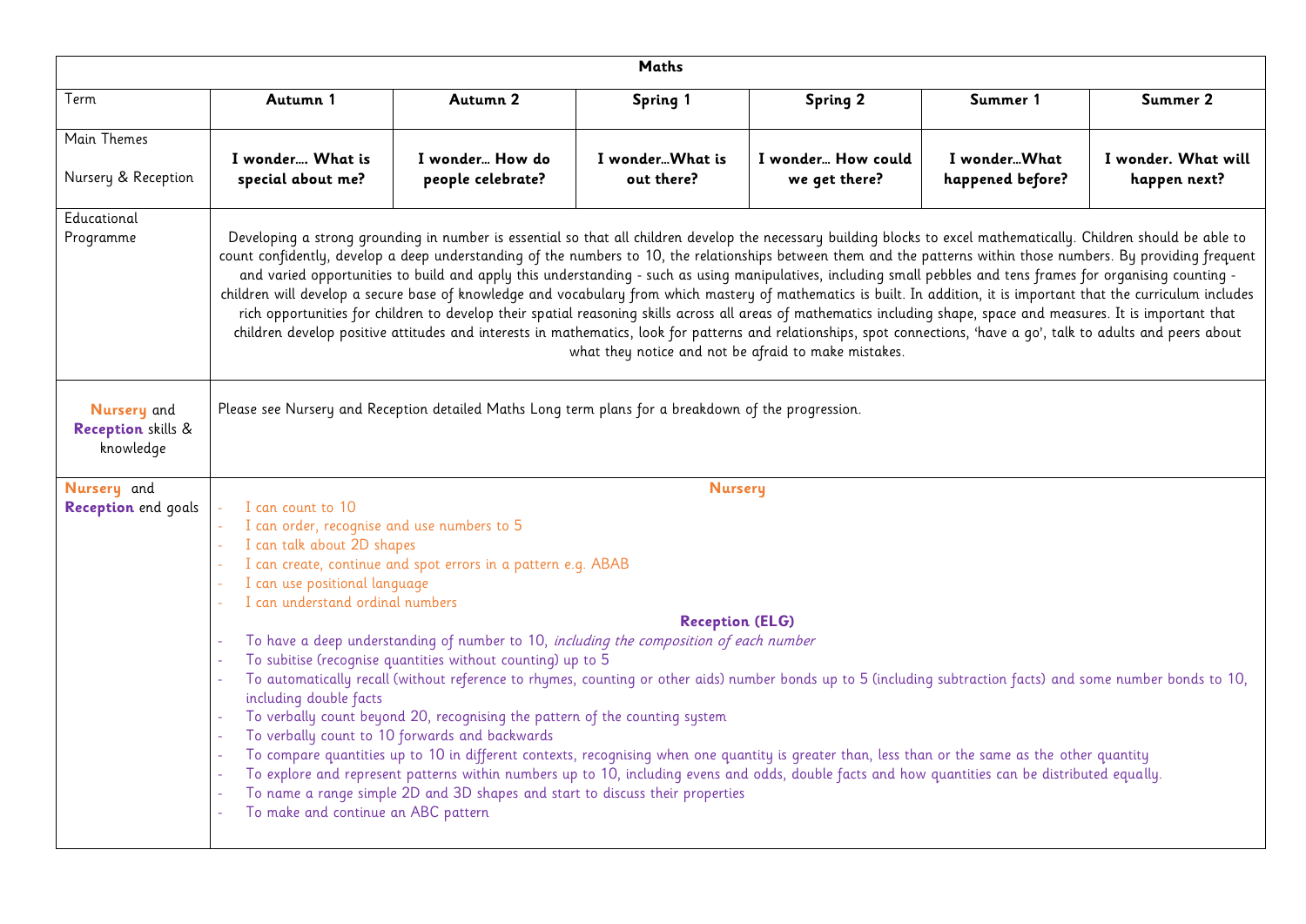| Maths | | | | | | |
|---|---|---|---|---|---|---|
| Term | **Autumn 1** | **Autumn 2** | **Spring 1** | **Spring 2** | **Summer 1** | **Summer 2** |
| Main Themes<br><br>Nursery & Reception | **I wonder…. What is special about me?** | **I wonder… How do people celebrate?** | **I wonder…What is out there?** | **I wonder… How could we get there?** | **I wonder…What happened before?** | **I wonder. What will happen next?** |
| Educational Programme | Developing a strong grounding in number is essential so that all children develop the necessary building blocks to excel mathematically. Children should be able to count confidently, develop a deep understanding of the numbers to 10, the relationships between them and the patterns within those numbers. By providing frequent and varied opportunities to build and apply this understanding - such as using manipulatives, including small pebbles and tens frames for organising counting - children will develop a secure base of knowledge and vocabulary from which mastery of mathematics is built. In addition, it is important that the curriculum includes rich opportunities for children to develop their spatial reasoning skills across all areas of mathematics including shape, space and measures. It is important that children develop positive attitudes and interests in mathematics, look for patterns and relationships, spot connections, 'have a go', talk to adults and peers about what they notice and not be afraid to make mistakes. | | | | | |
| **Nursery** and **Reception** skills & knowledge | Please see Nursery and Reception detailed Maths Long term plans for a breakdown of the progression. | | | | | |
| **Nursery** and **Reception** end goals | **Nursery**<br>- I can count to 10<br>- I can order, recognise and use numbers to 5<br>- I can talk about 2D shapes<br>- I can create, continue and spot errors in a pattern e.g. ABAB<br>- I can use positional language<br>- I can understand ordinal numbers<br><br>**Reception (ELG)**<br>- To have a deep understanding of number to 10, *including the composition of each number*<br>- To subitise (recognise quantities without counting) up to 5<br>- To automatically recall (without reference to rhymes, counting or other aids) number bonds up to 5 (including subtraction facts) and some number bonds to 10, including double facts<br>- To verbally count beyond 20, recognising the pattern of the counting system<br>- To verbally count to 10 forwards and backwards<br>- To compare quantities up to 10 in different contexts, recognising when one quantity is greater than, less than or the same as the other quantity<br>- To explore and represent patterns within numbers up to 10, including evens and odds, double facts and how quantities can be distributed equally.<br>- To name a range simple 2D and 3D shapes and start to discuss their properties<br>- To make and continue an ABC pattern | | | | | |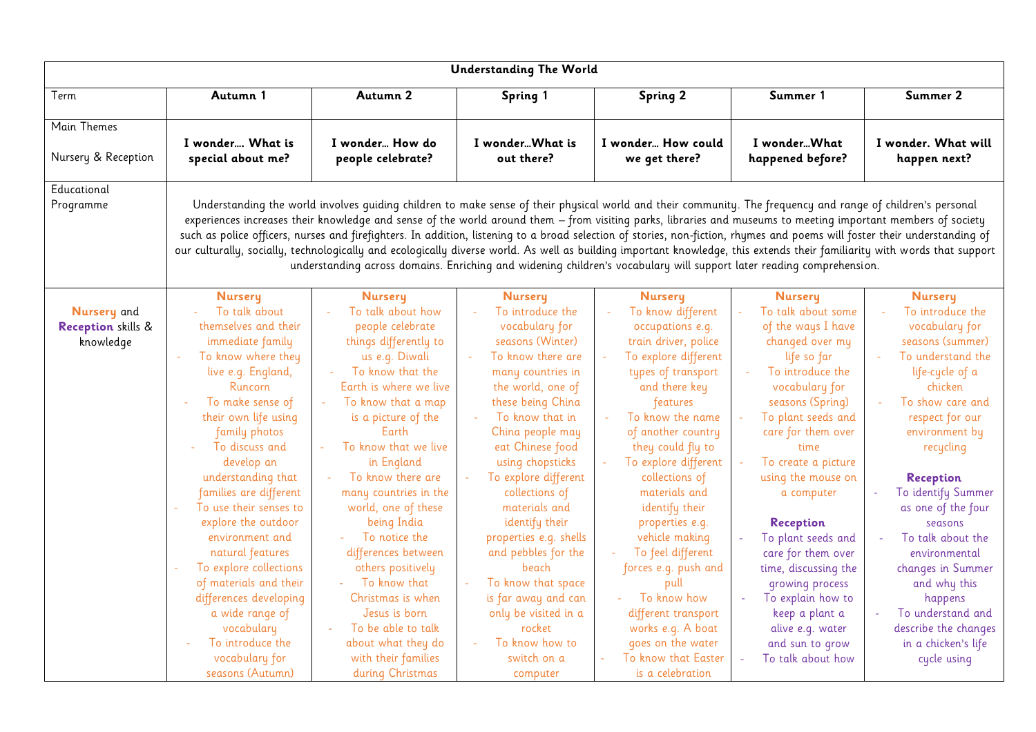| Understanding The World | | | | | | |
|---|---|---|---|---|---|---|
| Term | **Autumn 1** | **Autumn 2** | **Spring 1** | **Spring 2** | **Summer 1** | **Summer 2** |
| Main Themes<br><br>Nursery & Reception | **I wonder…. What is special about me?** | **I wonder… How do people celebrate?** | **I wonder…What is out there?** | **I wonder… How could we get there?** | **I wonder…What happened before?** | **I wonder. What will happen next?** |
| Educational Programme | Understanding the world involves guiding children to make sense of their physical world and their community. The frequency and range of children's personal experiences increases their knowledge and sense of the world around them – from visiting parks, libraries and museums to meeting important members of society such as police officers, nurses and firefighters. In addition, listening to a broad selection of stories, non-fiction, rhymes and poems will foster their understanding of our culturally, socially, technologically and ecologically diverse world. As well as building important knowledge, this extends their familiarity with words that support understanding across domains. Enriching and widening children's vocabulary will support later reading comprehension. | | | | | |
| **Nursery** and **Reception** skills & knowledge | **Nursery**<br>- To talk about themselves and their immediate family<br>- To know where they live e.g. England, Runcorn<br>- To make sense of their own life using family photos<br>- To discuss and develop an understanding that families are different<br>- To use their senses to explore the outdoor environment and natural features<br>- To explore collections of materials and their differences developing a wide range of vocabulary<br>- To introduce the vocabulary for seasons (Autumn) | **Nursery**<br>- To talk about how people celebrate things differently to us e.g. Diwali<br>- To know that the Earth is where we live<br>- To know that a map is a picture of the Earth<br>- To know that we live in England<br>- To know there are many countries in the world, one of these being India<br>- To notice the differences between others positively<br>- To know that Christmas is when Jesus is born<br>- To be able to talk about what they do with their families during Christmas | **Nursery**<br>- To introduce the vocabulary for seasons (Winter)<br>- To know there are many countries in the world, one of these being China<br>- To know that in China people may eat Chinese food using chopsticks<br>- To explore different collections of materials and identify their properties e.g. shells and pebbles for the beach<br>- To know that space is far away and can only be visited in a rocket<br>- To know how to switch on a computer | **Nursery**<br>- To know different occupations e.g. train driver, police<br>- To explore different types of transport and there key features<br>- To know the name of another country they could fly to<br>- To explore different collections of materials and identify their properties e.g. vehicle making<br>- To feel different forces e.g. push and pull<br>- To know how different transport works e.g. A boat goes on the water<br>- To know that Easter is a celebration | **Nursery**<br>- To talk about some of the ways I have changed over my life so far<br>- To introduce the vocabulary for seasons (Spring)<br>- To plant seeds and care for them over time<br>- To create a picture using the mouse on a computer<br><br>**Reception**<br>- To plant seeds and care for them over time, discussing the growing process<br>- To explain how to keep a plant a alive e.g. water and sun to grow<br>- To talk about how | **Nursery**<br>- To introduce the vocabulary for seasons (summer)<br>- To understand the life-cycle of a chicken<br>- To show care and respect for our environment by recycling<br><br>**Reception**<br>- To identify Summer as one of the four seasons<br>- To talk about the environmental changes in Summer and why this happens<br>- To understand and describe the changes in a chicken's life cycle using |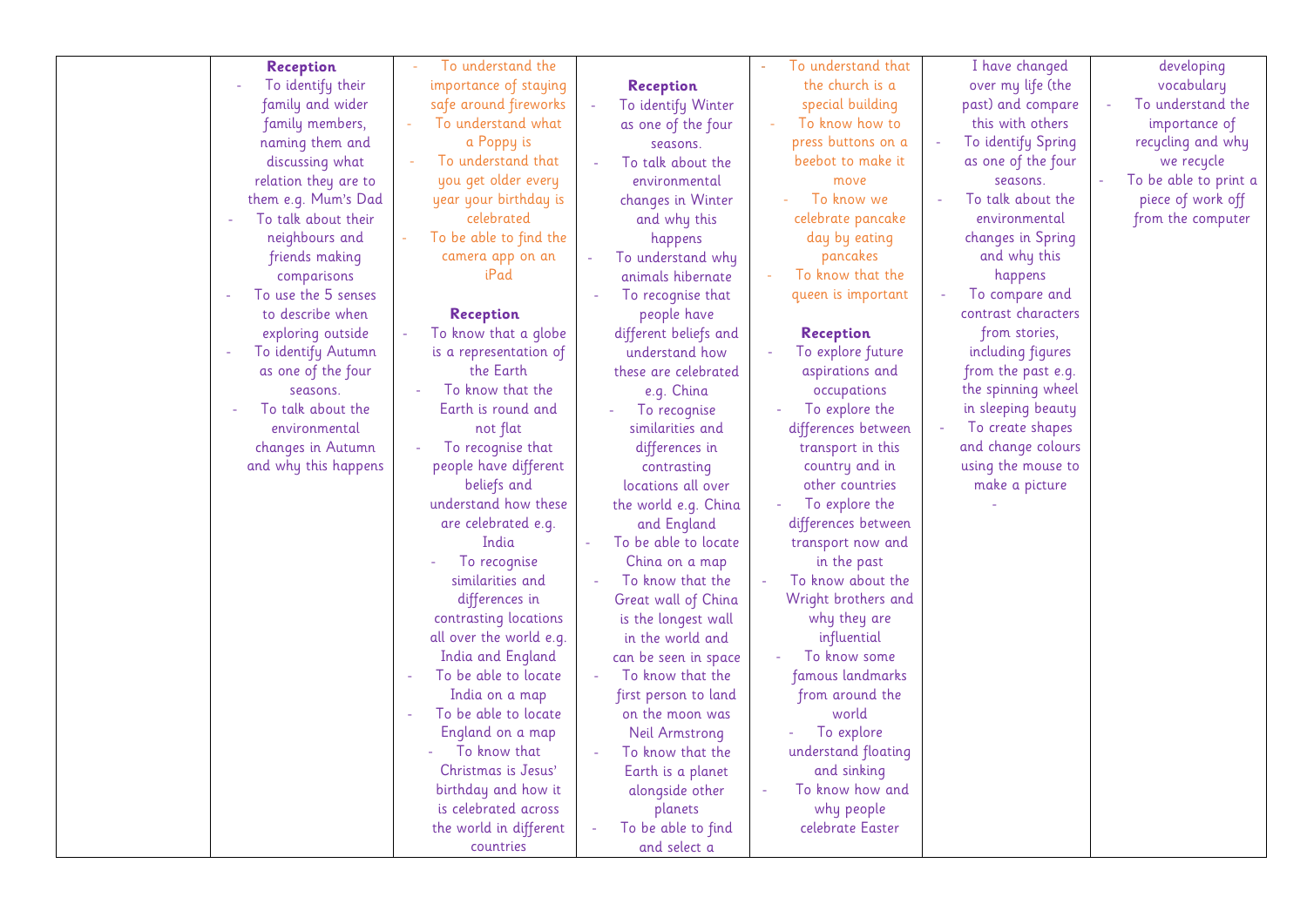| | | | | | | |
|---|---|---|---|---|---|---|
| | **Reception**<br>- To identify their family and wider family members, naming them and discussing what relation they are to them e.g. Mum's Dad<br>- To talk about their neighbours and friends making comparisons<br>- To use the 5 senses to describe when exploring outside<br>- To identify Autumn as one of the four seasons.<br>- To talk about the environmental changes in Autumn and why this happens | - To understand the importance of staying safe around fireworks<br>- To understand what a Poppy is<br>- To understand that you get older every year your birthday is celebrated<br>- To be able to find the camera app on an iPad<br><br>**Reception**<br>- To know that a globe is a representation of the Earth<br>- To know that the Earth is round and not flat<br>- To recognise that people have different beliefs and understand how these are celebrated e.g. India<br>- To recognise similarities and differences in contrasting locations all over the world e.g. India and England<br>- To be able to locate India on a map<br>- To be able to locate England on a map<br>- To know that Christmas is Jesus' birthday and how it is celebrated across the world in different countries | **Reception**<br>- To identify Winter as one of the four seasons.<br>- To talk about the environmental changes in Winter and why this happens<br>- To understand why animals hibernate<br>- To recognise that people have different beliefs and understand how these are celebrated e.g. China<br>- To recognise similarities and differences in contrasting locations all over the world e.g. China and England<br>- To be able to locate China on a map<br>- To know that the Great wall of China is the longest wall in the world and can be seen in space<br>- To know that the first person to land on the moon was Neil Armstrong<br>- To know that the Earth is a planet alongside other planets<br>- To be able to find and select a | - To understand that the church is a special building<br>- To know how to press buttons on a beebot to make it move<br>- To know we celebrate pancake day by eating pancakes<br>- To know that the queen is important<br><br>**Reception**<br>- To explore future aspirations and occupations<br>- To explore the differences between transport in this country and in other countries<br>- To explore the differences between transport now and in the past<br>- To know about the Wright brothers and why they are influential<br>- To know some famous landmarks from around the world<br>- To explore understand floating and sinking<br>- To know how and why people celebrate Easter | I have changed over my life (the past) and compare this with others<br>- To identify Spring as one of the four seasons.<br>- To talk about the environmental changes in Spring and why this happens<br>- To compare and contrast characters from stories, including figures from the past e.g. the spinning wheel in sleeping beauty<br>- To create shapes and change colours using the mouse to make a picture<br>- | developing vocabulary<br>- To understand the importance of recycling and why we recycle<br>- To be able to print a piece of work off from the computer |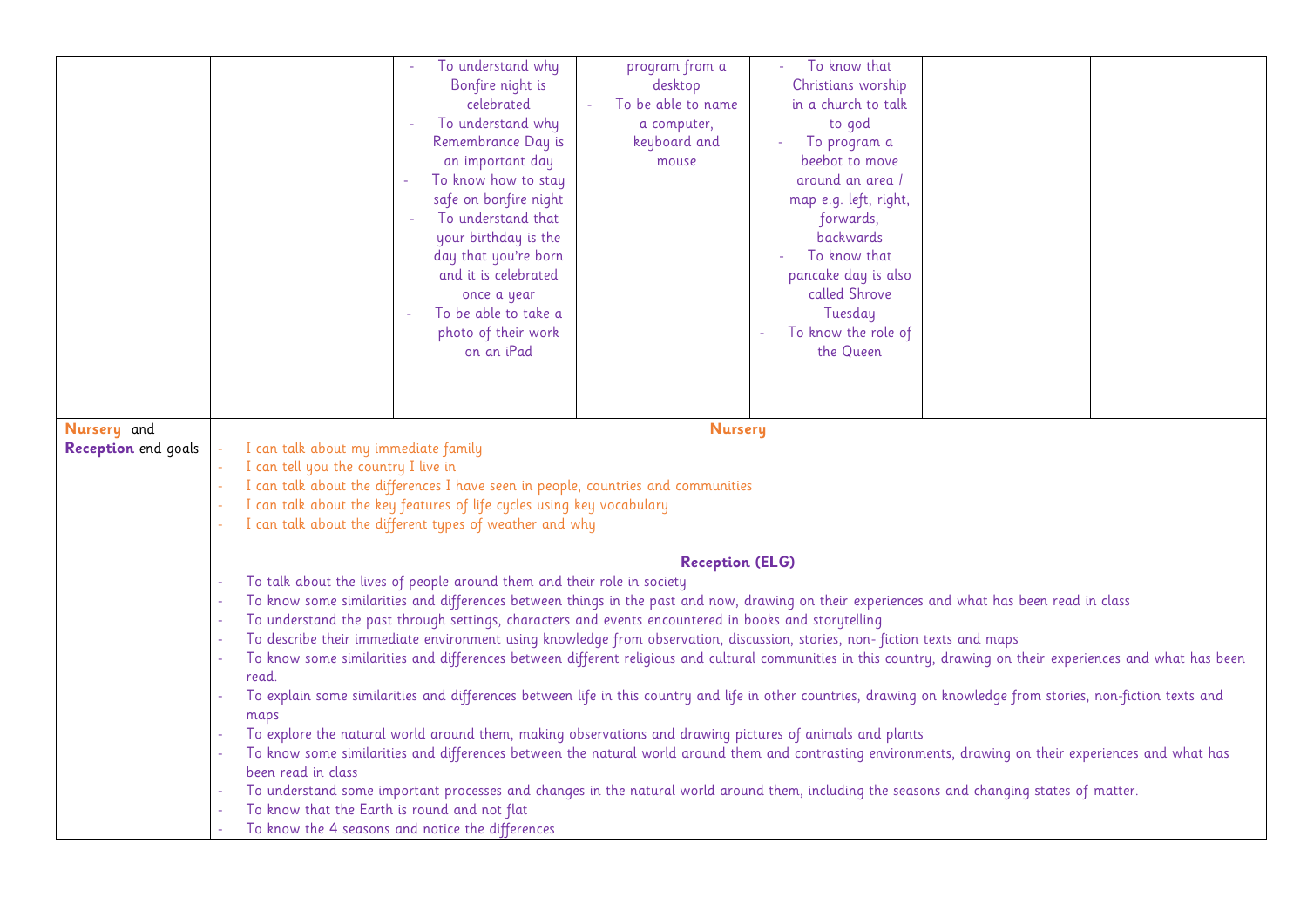|  |  |  |  |  |  |  |
|---|---|---|---|---|---|---|
|  |  | - To understand why Bonfire night is celebrated<br>- To understand why Remembrance Day is an important day<br>- To know how to stay safe on bonfire night<br>- To understand that your birthday is the day that you're born and it is celebrated once a year<br>- To be able to take a photo of their work on an iPad | program from a desktop<br>- To be able to name a computer, keyboard and mouse | - To know that Christians worship in a church to talk to god<br>- To program a beebot to move around an area / map e.g. left, right, forwards, backwards<br>- To know that pancake day is also called Shrove Tuesday<br>- To know the role of the Queen |  |  |
| **Nursery** and **Reception** end goals | **Nursery**<br>- I can talk about my immediate family<br>- I can tell you the country I live in<br>- I can talk about the differences I have seen in people, countries and communities<br>- I can talk about the key features of life cycles using key vocabulary<br>- I can talk about the different types of weather and why<br><br>**Reception (ELG)**<br>- To talk about the lives of people around them and their role in society<br>- To know some similarities and differences between things in the past and now, drawing on their experiences and what has been read in class<br>- To understand the past through settings, characters and events encountered in books and storytelling<br>- To describe their immediate environment using knowledge from observation, discussion, stories, non- fiction texts and maps<br>- To know some similarities and differences between different religious and cultural communities in this country, drawing on their experiences and what has been read.<br>- To explain some similarities and differences between life in this country and life in other countries, drawing on knowledge from stories, non-fiction texts and maps<br>- To explore the natural world around them, making observations and drawing pictures of animals and plants<br>- To know some similarities and differences between the natural world around them and contrasting environments, drawing on their experiences and what has been read in class<br>- To understand some important processes and changes in the natural world around them, including the seasons and changing states of matter.<br>- To know that the Earth is round and not flat<br>- To know the 4 seasons and notice the differences |  |  |  |  |  |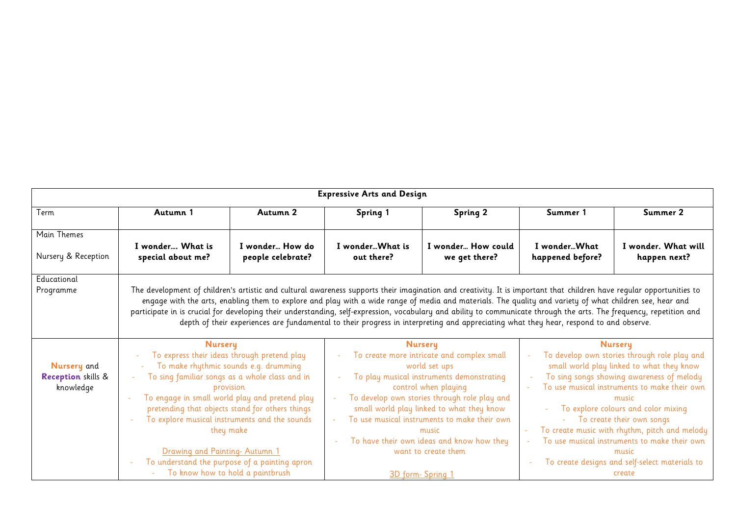| Expressive Arts and Design | | | | | | |
|---|---|---|---|---|---|---|
| Term | **Autumn 1** | **Autumn 2** | **Spring 1** | **Spring 2** | **Summer 1** | **Summer 2** |
| Main Themes<br><br>Nursery & Reception | **I wonder…. What is special about me?** | **I wonder… How do people celebrate?** | **I wonder…What is out there?** | **I wonder… How could we get there?** | **I wonder…What happened before?** | **I wonder. What will happen next?** |
| Educational Programme | The development of children's artistic and cultural awareness supports their imagination and creativity. It is important that children have regular opportunities to engage with the arts, enabling them to explore and play with a wide range of media and materials. The quality and variety of what children see, hear and participate in is crucial for developing their understanding, self-expression, vocabulary and ability to communicate through the arts. The frequency, repetition and depth of their experiences are fundamental to their progress in interpreting and appreciating what they hear, respond to and observe. | | | | | |
| **Nursery** and **Reception** skills & knowledge | **Nursery**<br>- To express their ideas through pretend play<br>- To make rhythmic sounds e.g. drumming<br>- To sing familiar songs as a whole class and in provision<br>- To engage in small world play and pretend play pretending that objects stand for others things<br>- To explore musical instruments and the sounds they make<br><br>Drawing and Painting- Autumn 1<br>- To understand the purpose of a painting apron<br>- To know how to hold a paintbrush | | **Nursery**<br>- To create more intricate and complex small world set ups<br>- To play musical instruments demonstrating control when playing<br>- To develop own stories through role play and small world play linked to what they know<br>- To use musical instruments to make their own music<br>- To have their own ideas and know how they want to create them<br><br>3D form- Spring 1 | | **Nursery**<br>- To develop own stories through role play and small world play linked to what they know<br>- To sing songs showing awareness of melody<br>- To use musical instruments to make their own music<br>- To explore colours and color mixing<br>- To create their own songs<br>- To create music with rhythm, pitch and melody<br>- To use musical instruments to make their own music<br>- To create designs and self-select materials to create | |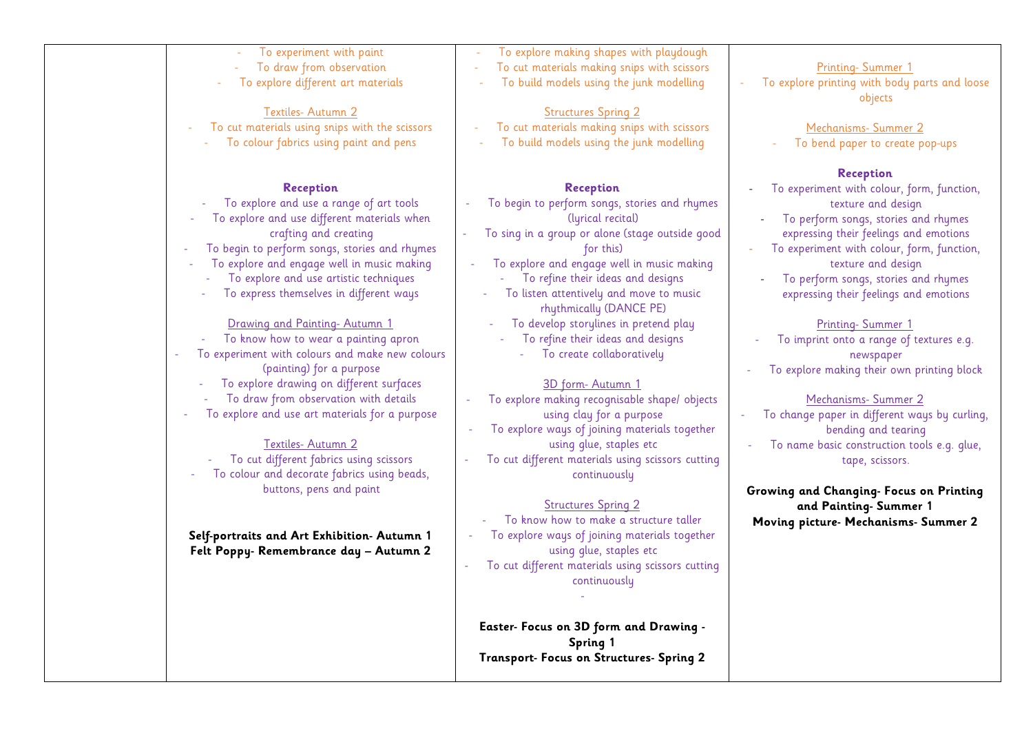| | | | |
|---|---|---|---|
| | - To experiment with paint<br>- To draw from observation<br>- To explore different art materials<br><br><u>Textiles- Autumn 2</u><br>- To cut materials using snips with the scissors<br>- To colour fabrics using paint and pens<br><br>**Reception**<br>- To explore and use a range of art tools<br>- To explore and use different materials when crafting and creating<br>- To begin to perform songs, stories and rhymes<br>- To explore and engage well in music making<br>- To explore and use artistic techniques<br>- To express themselves in different ways<br><br><u>Drawing and Painting- Autumn 1</u><br>- To know how to wear a painting apron<br>- To experiment with colours and make new colours (painting) for a purpose<br>- To explore drawing on different surfaces<br>- To draw from observation with details<br>- To explore and use art materials for a purpose<br><br><u>Textiles- Autumn 2</u><br>- To cut different fabrics using scissors<br>- To colour and decorate fabrics using beads, buttons, pens and paint<br><br>**Self-portraits and Art Exhibition- Autumn 1**<br>**Felt Poppy- Remembrance day – Autumn 2** | - To explore making shapes with playdough<br>- To cut materials making snips with scissors<br>- To build models using the junk modelling<br><br><u>Structures Spring 2</u><br>- To cut materials making snips with scissors<br>- To build models using the junk modelling<br><br>**Reception**<br>- To begin to perform songs, stories and rhymes (lyrical recital)<br>- To sing in a group or alone (stage outside good for this)<br>- To explore and engage well in music making<br>- To refine their ideas and designs<br>- To listen attentively and move to music rhythmically (DANCE PE)<br>- To develop storylines in pretend play<br>- To refine their ideas and designs<br>- To create collaboratively<br><br><u>3D form- Autumn 1</u><br>- To explore making recognisable shape/ objects using clay for a purpose<br>- To explore ways of joining materials together using glue, staples etc<br>- To cut different materials using scissors cutting continuously<br><br><u>Structures Spring 2</u><br>- To know how to make a structure taller<br>- To explore ways of joining materials together using glue, staples etc<br>- To cut different materials using scissors cutting continuously<br>-<br><br>**Easter- Focus on 3D form and Drawing - Spring 1**<br>**Transport- Focus on Structures- Spring 2** | <u>Printing- Summer 1</u><br>- To explore printing with body parts and loose objects<br><br><u>Mechanisms- Summer 2</u><br>- To bend paper to create pop-ups<br><br>**Reception**<br>- To experiment with colour, form, function, texture and design<br>- To perform songs, stories and rhymes expressing their feelings and emotions<br>- To experiment with colour, form, function, texture and design<br>- To perform songs, stories and rhymes expressing their feelings and emotions<br><br><u>Printing- Summer 1</u><br>- To imprint onto a range of textures e.g. newspaper<br>- To explore making their own printing block<br><br><u>Mechanisms- Summer 2</u><br>- To change paper in different ways by curling, bending and tearing<br>- To name basic construction tools e.g. glue, tape, scissors.<br><br>**Growing and Changing- Focus on Printing and Painting- Summer 1**<br>**Moving picture- Mechanisms- Summer 2** |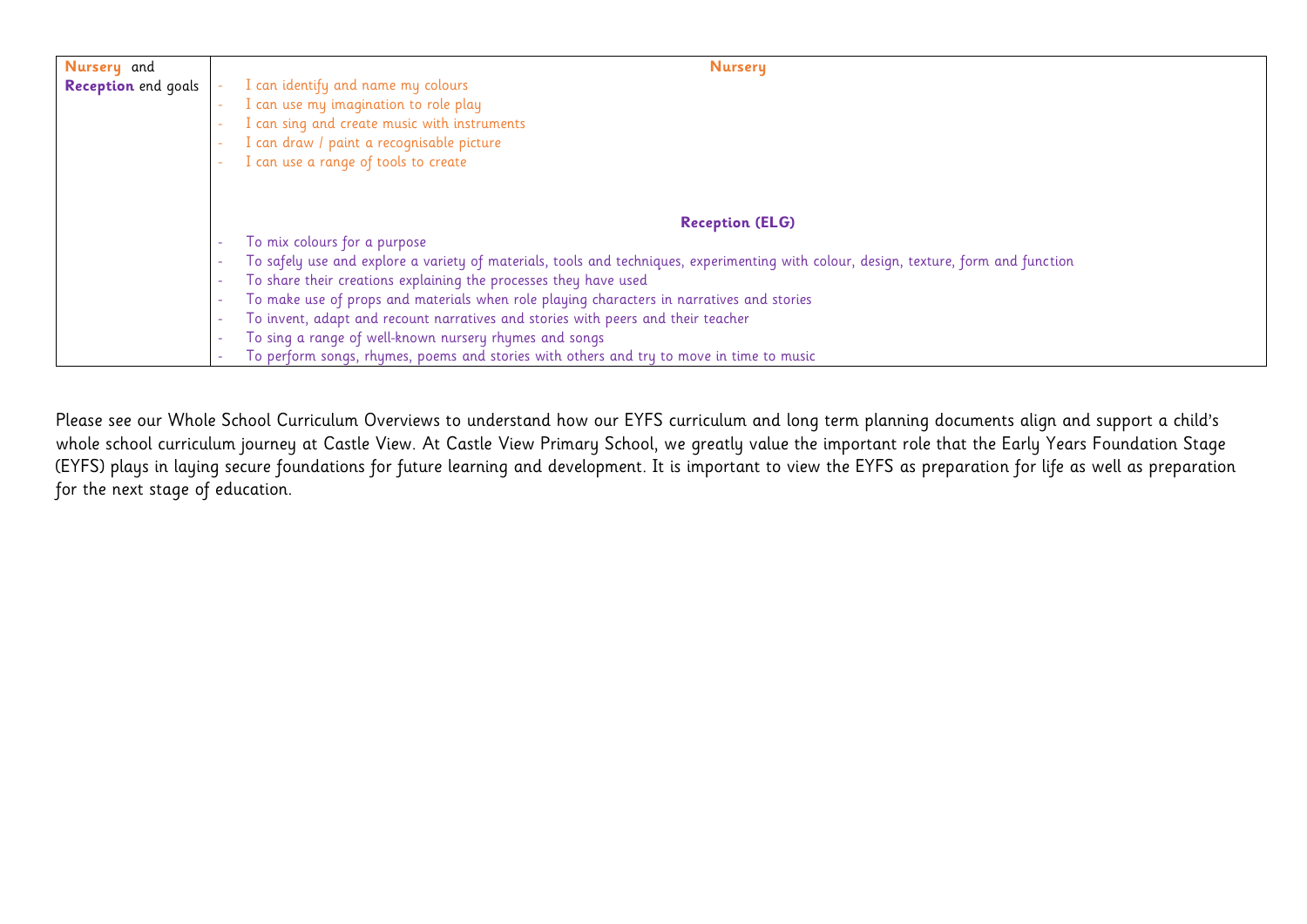| | |
|---|---|
| **Nursery** and **Reception** end goals | **Nursery**<br>- I can identify and name my colours<br>- I can use my imagination to role play<br>- I can sing and create music with instruments<br>- I can draw / paint a recognisable picture<br>- I can use a range of tools to create<br><br>**Reception (ELG)**<br>- To mix colours for a purpose<br>- To safely use and explore a variety of materials, tools and techniques, experimenting with colour, design, texture, form and function<br>- To share their creations explaining the processes they have used<br>- To make use of props and materials when role playing characters in narratives and stories<br>- To invent, adapt and recount narratives and stories with peers and their teacher<br>- To sing a range of well-known nursery rhymes and songs<br>- To perform songs, rhymes, poems and stories with others and try to move in time to music |

Please see our Whole School Curriculum Overviews to understand how our EYFS curriculum and long term planning documents align and support a child's whole school curriculum journey at Castle View. At Castle View Primary School, we greatly value the important role that the Early Years Foundation Stage (EYFS) plays in laying secure foundations for future learning and development. It is important to view the EYFS as preparation for life as well as preparation for the next stage of education.